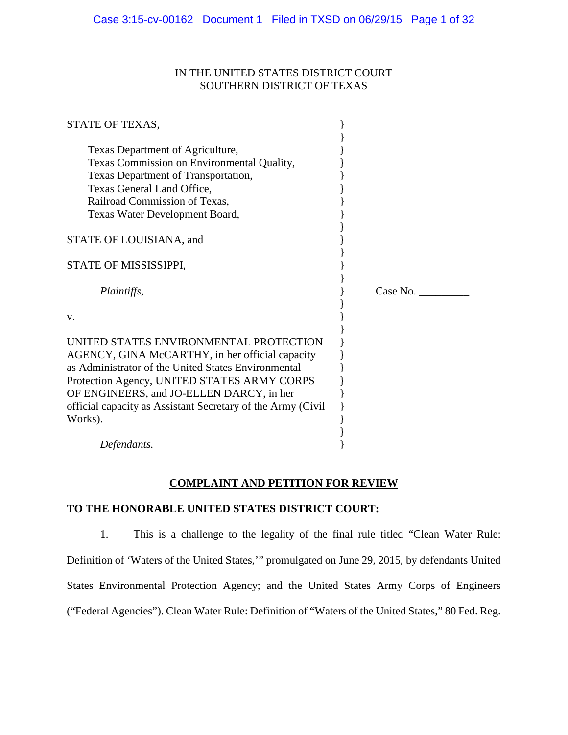IN THE UNITED STATES DISTRICT COURT
SOUTHERN DISTRICT OF TEXAS

STATE OF TEXAS,

Texas Department of Agriculture,
Texas Commission on Environmental Quality,
Texas Department of Transportation,
Texas General Land Office,
Railroad Commission of Texas,
Texas Water Development Board,

STATE OF LOUISIANA, and

STATE OF MISSISSIPPI,

*Plaintiffs,*

v.

UNITED STATES ENVIRONMENTAL PROTECTION AGENCY, GINA McCARTHY, in her official capacity as Administrator of the United States Environmental Protection Agency, UNITED STATES ARMY CORPS OF ENGINEERS, and JO-ELLEN DARCY, in her official capacity as Assistant Secretary of the Army (Civil Works).

*Defendants.*

Case No. _________

**COMPLAINT AND PETITION FOR REVIEW**

**TO THE HONORABLE UNITED STATES DISTRICT COURT:**

1. This is a challenge to the legality of the final rule titled "Clean Water Rule: Definition of 'Waters of the United States,'" promulgated on June 29, 2015, by defendants United States Environmental Protection Agency; and the United States Army Corps of Engineers ("Federal Agencies"). Clean Water Rule: Definition of "Waters of the United States," 80 Fed. Reg.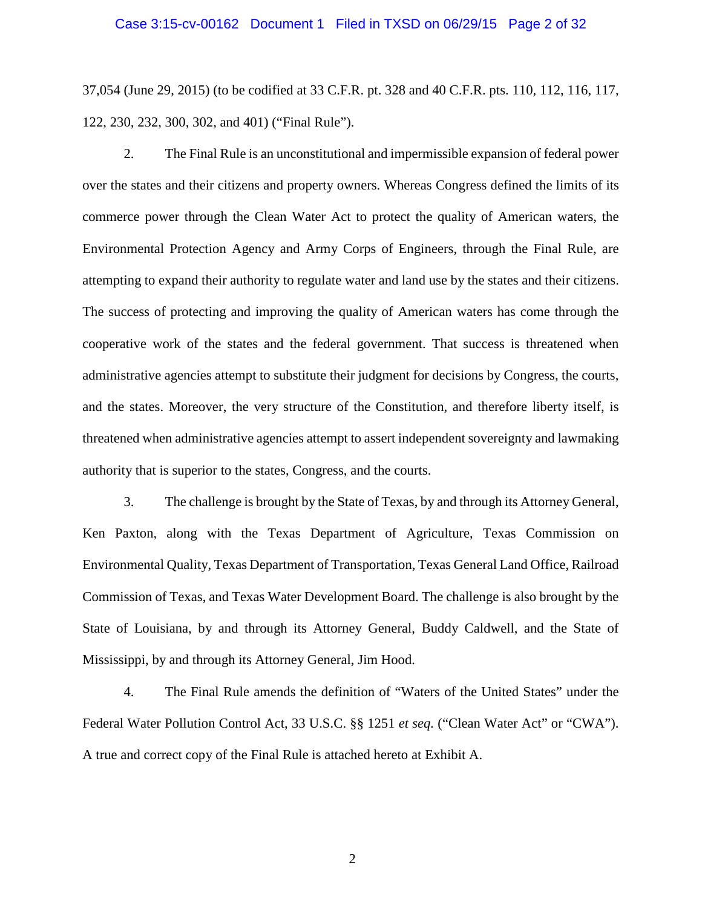37,054 (June 29, 2015) (to be codified at 33 C.F.R. pt. 328 and 40 C.F.R. pts. 110, 112, 116, 117, 122, 230, 232, 300, 302, and 401) ("Final Rule").

2. The Final Rule is an unconstitutional and impermissible expansion of federal power over the states and their citizens and property owners. Whereas Congress defined the limits of its commerce power through the Clean Water Act to protect the quality of American waters, the Environmental Protection Agency and Army Corps of Engineers, through the Final Rule, are attempting to expand their authority to regulate water and land use by the states and their citizens. The success of protecting and improving the quality of American waters has come through the cooperative work of the states and the federal government. That success is threatened when administrative agencies attempt to substitute their judgment for decisions by Congress, the courts, and the states. Moreover, the very structure of the Constitution, and therefore liberty itself, is threatened when administrative agencies attempt to assert independent sovereignty and lawmaking authority that is superior to the states, Congress, and the courts.

3. The challenge is brought by the State of Texas, by and through its Attorney General, Ken Paxton, along with the Texas Department of Agriculture, Texas Commission on Environmental Quality, Texas Department of Transportation, Texas General Land Office, Railroad Commission of Texas, and Texas Water Development Board. The challenge is also brought by the State of Louisiana, by and through its Attorney General, Buddy Caldwell, and the State of Mississippi, by and through its Attorney General, Jim Hood.

4. The Final Rule amends the definition of "Waters of the United States" under the Federal Water Pollution Control Act, 33 U.S.C. §§ 1251 *et seq.* ("Clean Water Act" or "CWA"). A true and correct copy of the Final Rule is attached hereto at Exhibit A.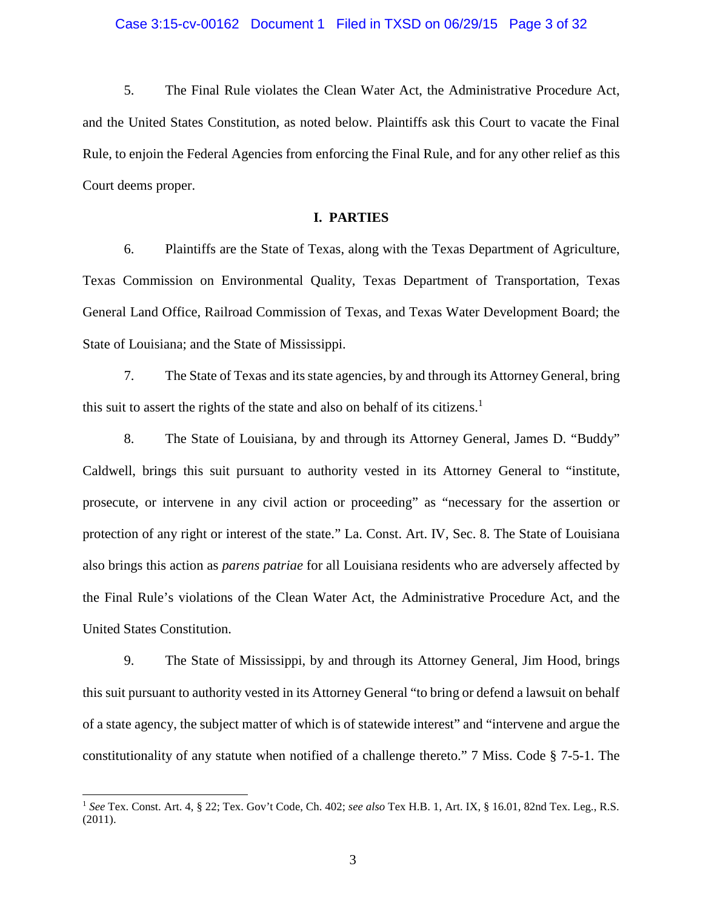5. The Final Rule violates the Clean Water Act, the Administrative Procedure Act, and the United States Constitution, as noted below. Plaintiffs ask this Court to vacate the Final Rule, to enjoin the Federal Agencies from enforcing the Final Rule, and for any other relief as this Court deems proper.

## I. PARTIES

6. Plaintiffs are the State of Texas, along with the Texas Department of Agriculture, Texas Commission on Environmental Quality, Texas Department of Transportation, Texas General Land Office, Railroad Commission of Texas, and Texas Water Development Board; the State of Louisiana; and the State of Mississippi.

7. The State of Texas and its state agencies, by and through its Attorney General, bring this suit to assert the rights of the state and also on behalf of its citizens.[1]

8. The State of Louisiana, by and through its Attorney General, James D. "Buddy" Caldwell, brings this suit pursuant to authority vested in its Attorney General to "institute, prosecute, or intervene in any civil action or proceeding" as "necessary for the assertion or protection of any right or interest of the state." La. Const. Art. IV, Sec. 8. The State of Louisiana also brings this action as *parens patriae* for all Louisiana residents who are adversely affected by the Final Rule's violations of the Clean Water Act, the Administrative Procedure Act, and the United States Constitution.

9. The State of Mississippi, by and through its Attorney General, Jim Hood, brings this suit pursuant to authority vested in its Attorney General "to bring or defend a lawsuit on behalf of a state agency, the subject matter of which is of statewide interest" and "intervene and argue the constitutionality of any statute when notified of a challenge thereto." 7 Miss. Code § 7-5-1. The

---

[1] *See* Tex. Const. Art. 4, § 22; Tex. Gov't Code, Ch. 402; *see also* Tex H.B. 1, Art. IX, § 16.01, 82nd Tex. Leg., R.S. (2011).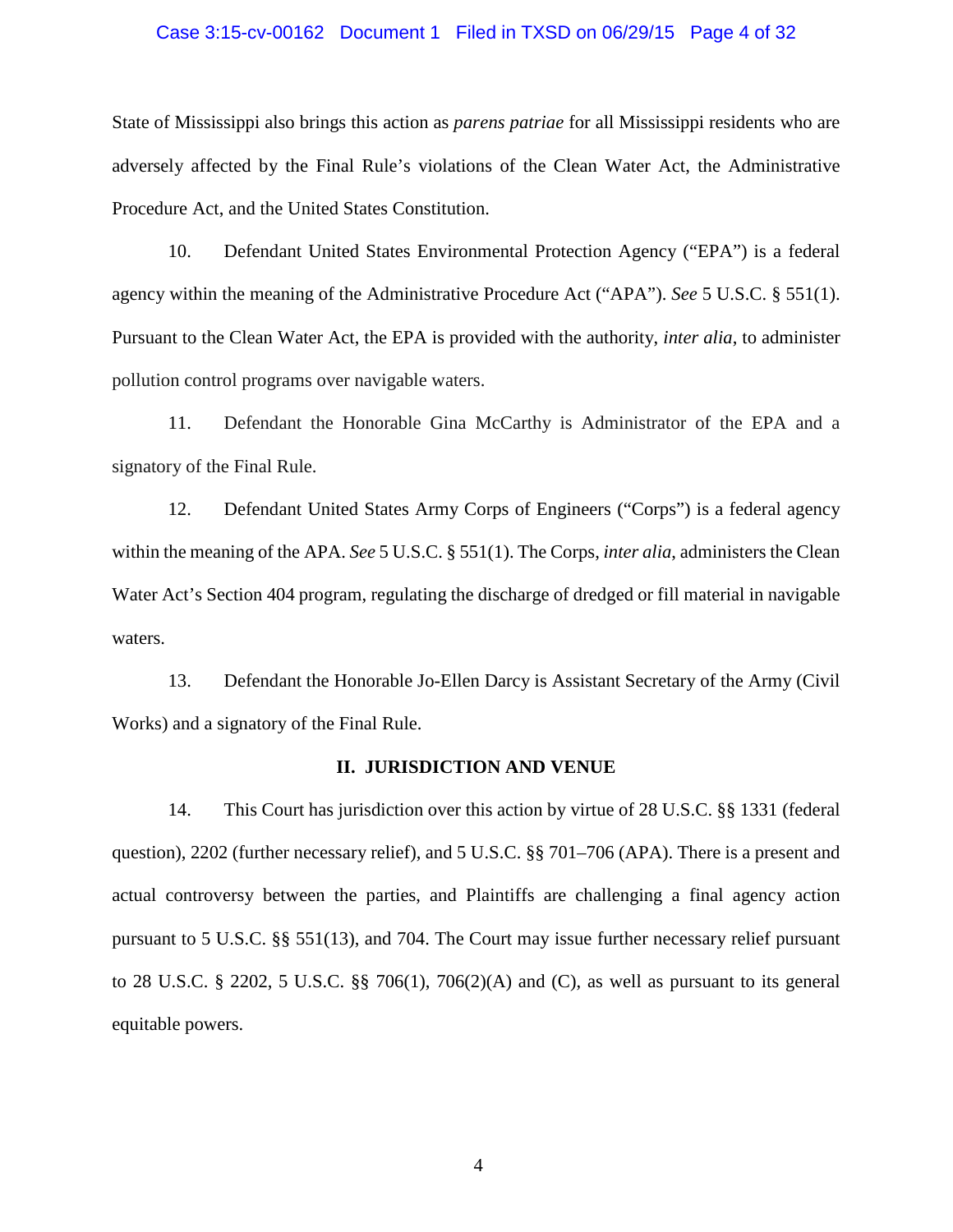State of Mississippi also brings this action as *parens patriae* for all Mississippi residents who are adversely affected by the Final Rule's violations of the Clean Water Act, the Administrative Procedure Act, and the United States Constitution.

10. Defendant United States Environmental Protection Agency ("EPA") is a federal agency within the meaning of the Administrative Procedure Act ("APA"). *See* 5 U.S.C. § 551(1). Pursuant to the Clean Water Act, the EPA is provided with the authority, *inter alia*, to administer pollution control programs over navigable waters.

11. Defendant the Honorable Gina McCarthy is Administrator of the EPA and a signatory of the Final Rule.

12. Defendant United States Army Corps of Engineers ("Corps") is a federal agency within the meaning of the APA. *See* 5 U.S.C. § 551(1). The Corps, *inter alia*, administers the Clean Water Act's Section 404 program, regulating the discharge of dredged or fill material in navigable waters.

13. Defendant the Honorable Jo-Ellen Darcy is Assistant Secretary of the Army (Civil Works) and a signatory of the Final Rule.

## II. JURISDICTION AND VENUE

14. This Court has jurisdiction over this action by virtue of 28 U.S.C. §§ 1331 (federal question), 2202 (further necessary relief), and 5 U.S.C. §§ 701–706 (APA). There is a present and actual controversy between the parties, and Plaintiffs are challenging a final agency action pursuant to 5 U.S.C. §§ 551(13), and 704. The Court may issue further necessary relief pursuant to 28 U.S.C. § 2202, 5 U.S.C. §§ 706(1), 706(2)(A) and (C), as well as pursuant to its general equitable powers.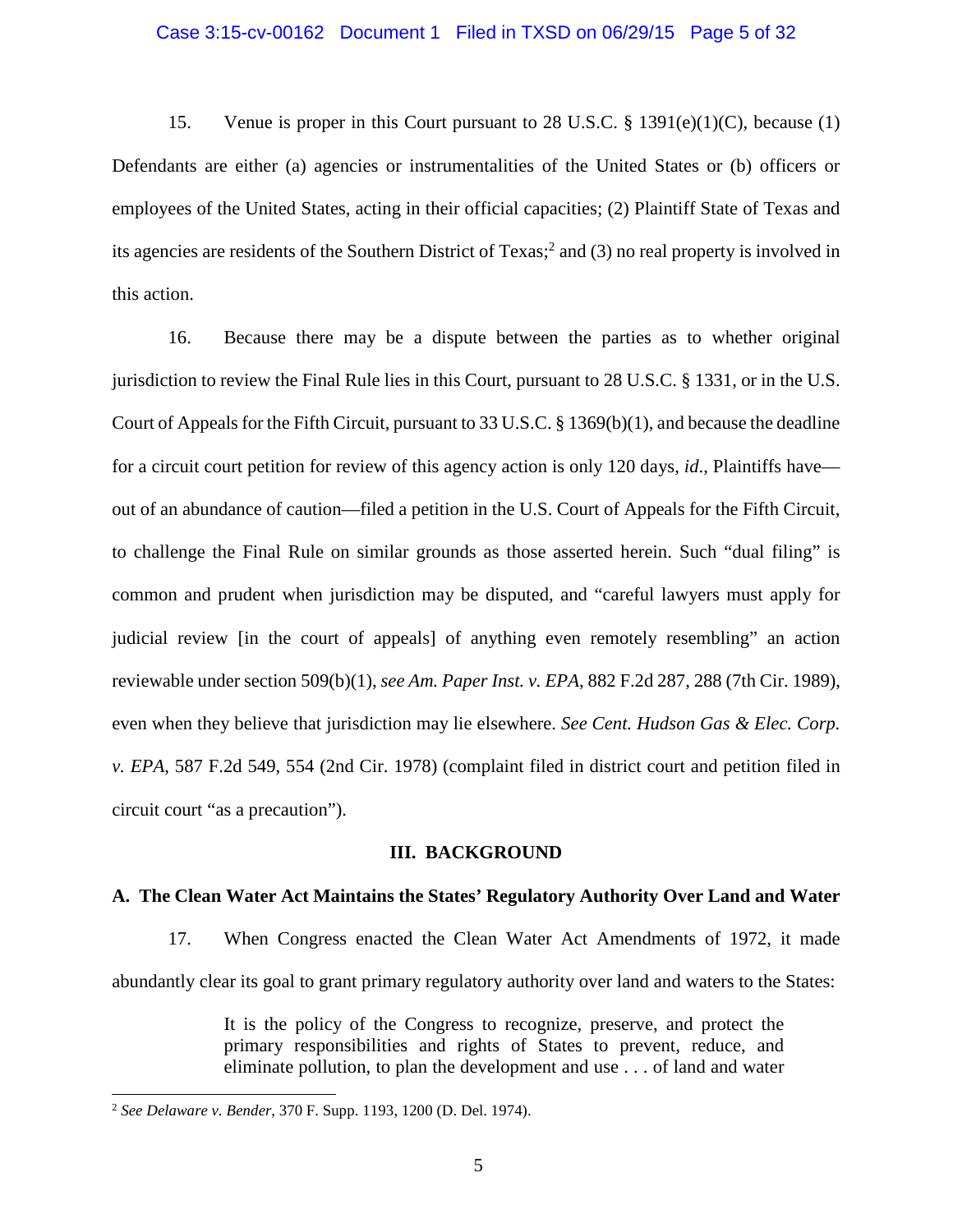15. Venue is proper in this Court pursuant to 28 U.S.C. § 1391(e)(1)(C), because (1) Defendants are either (a) agencies or instrumentalities of the United States or (b) officers or employees of the United States, acting in their official capacities; (2) Plaintiff State of Texas and its agencies are residents of the Southern District of Texas;[2] and (3) no real property is involved in this action.

16. Because there may be a dispute between the parties as to whether original jurisdiction to review the Final Rule lies in this Court, pursuant to 28 U.S.C. § 1331, or in the U.S. Court of Appeals for the Fifth Circuit, pursuant to 33 U.S.C. § 1369(b)(1), and because the deadline for a circuit court petition for review of this agency action is only 120 days, *id*., Plaintiffs have—out of an abundance of caution—filed a petition in the U.S. Court of Appeals for the Fifth Circuit, to challenge the Final Rule on similar grounds as those asserted herein. Such "dual filing" is common and prudent when jurisdiction may be disputed, and "careful lawyers must apply for judicial review [in the court of appeals] of anything even remotely resembling" an action reviewable under section 509(b)(1), *see Am. Paper Inst. v. EPA*, 882 F.2d 287, 288 (7th Cir. 1989), even when they believe that jurisdiction may lie elsewhere. *See Cent. Hudson Gas & Elec. Corp. v. EPA*, 587 F.2d 549, 554 (2nd Cir. 1978) (complaint filed in district court and petition filed in circuit court "as a precaution").

## III. BACKGROUND

### A. The Clean Water Act Maintains the States' Regulatory Authority Over Land and Water

17. When Congress enacted the Clean Water Act Amendments of 1972, it made abundantly clear its goal to grant primary regulatory authority over land and waters to the States:

> It is the policy of the Congress to recognize, preserve, and protect the primary responsibilities and rights of States to prevent, reduce, and eliminate pollution, to plan the development and use . . . of land and water

[2] *See Delaware v. Bender*, 370 F. Supp. 1193, 1200 (D. Del. 1974).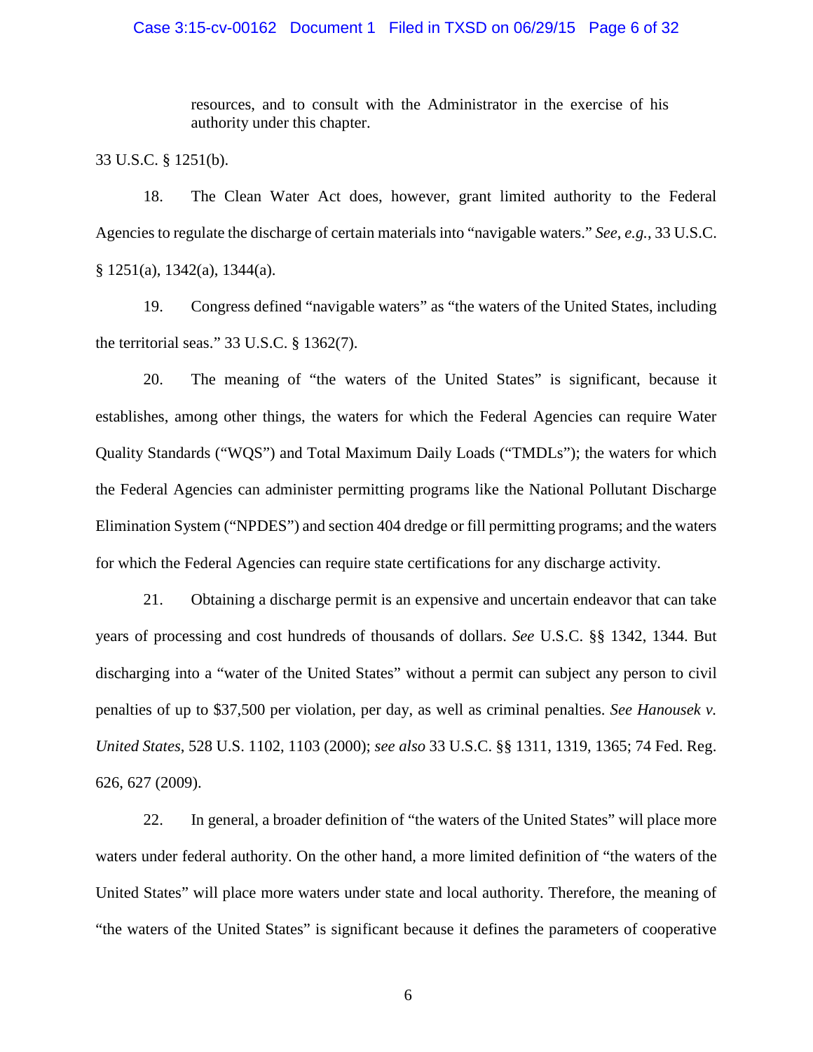> resources, and to consult with the Administrator in the exercise of his authority under this chapter.

33 U.S.C. § 1251(b).

18. The Clean Water Act does, however, grant limited authority to the Federal Agencies to regulate the discharge of certain materials into "navigable waters." *See, e.g.*, 33 U.S.C. § 1251(a), 1342(a), 1344(a).

19. Congress defined "navigable waters" as "the waters of the United States, including the territorial seas." 33 U.S.C. § 1362(7).

20. The meaning of "the waters of the United States" is significant, because it establishes, among other things, the waters for which the Federal Agencies can require Water Quality Standards ("WQS") and Total Maximum Daily Loads ("TMDLs"); the waters for which the Federal Agencies can administer permitting programs like the National Pollutant Discharge Elimination System ("NPDES") and section 404 dredge or fill permitting programs; and the waters for which the Federal Agencies can require state certifications for any discharge activity.

21. Obtaining a discharge permit is an expensive and uncertain endeavor that can take years of processing and cost hundreds of thousands of dollars. *See* U.S.C. §§ 1342, 1344. But discharging into a "water of the United States" without a permit can subject any person to civil penalties of up to $37,500 per violation, per day, as well as criminal penalties. *See Hanousek v. United States*, 528 U.S. 1102, 1103 (2000); *see also* 33 U.S.C. §§ 1311, 1319, 1365; 74 Fed. Reg. 626, 627 (2009).

22. In general, a broader definition of "the waters of the United States" will place more waters under federal authority. On the other hand, a more limited definition of "the waters of the United States" will place more waters under state and local authority. Therefore, the meaning of "the waters of the United States" is significant because it defines the parameters of cooperative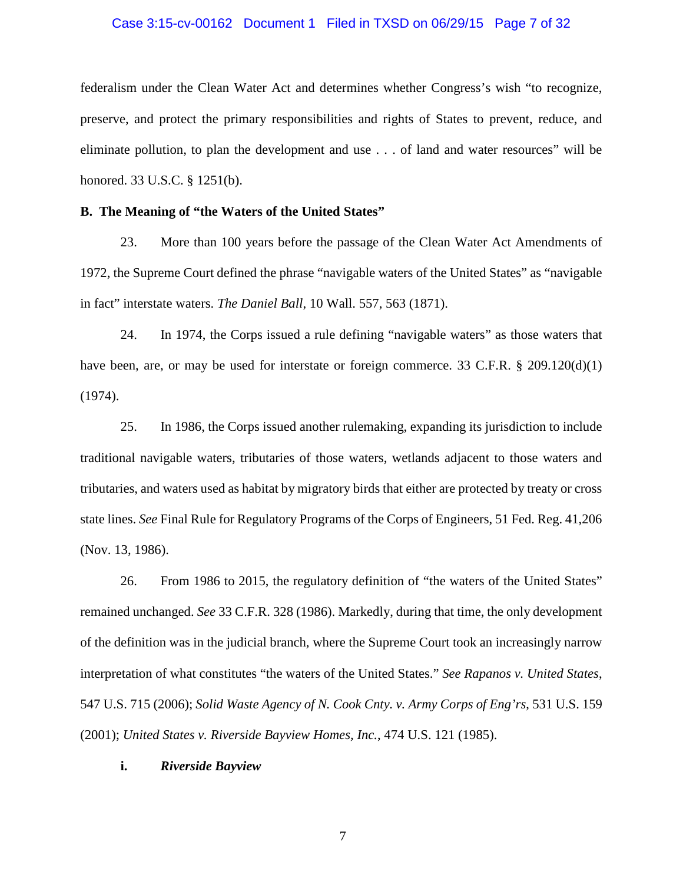federalism under the Clean Water Act and determines whether Congress's wish "to recognize, preserve, and protect the primary responsibilities and rights of States to prevent, reduce, and eliminate pollution, to plan the development and use . . . of land and water resources" will be honored. 33 U.S.C. § 1251(b).

### B. The Meaning of "the Waters of the United States"

23. More than 100 years before the passage of the Clean Water Act Amendments of 1972, the Supreme Court defined the phrase "navigable waters of the United States" as "navigable in fact" interstate waters. *The Daniel Ball*, 10 Wall. 557, 563 (1871).

24. In 1974, the Corps issued a rule defining "navigable waters" as those waters that have been, are, or may be used for interstate or foreign commerce. 33 C.F.R. § 209.120(d)(1) (1974).

25. In 1986, the Corps issued another rulemaking, expanding its jurisdiction to include traditional navigable waters, tributaries of those waters, wetlands adjacent to those waters and tributaries, and waters used as habitat by migratory birds that either are protected by treaty or cross state lines. *See* Final Rule for Regulatory Programs of the Corps of Engineers, 51 Fed. Reg. 41,206 (Nov. 13, 1986).

26. From 1986 to 2015, the regulatory definition of "the waters of the United States" remained unchanged. *See* 33 C.F.R. 328 (1986). Markedly, during that time, the only development of the definition was in the judicial branch, where the Supreme Court took an increasingly narrow interpretation of what constitutes "the waters of the United States." *See Rapanos v. United States*, 547 U.S. 715 (2006); *Solid Waste Agency of N. Cook Cnty. v. Army Corps of Eng'rs*, 531 U.S. 159 (2001); *United States v. Riverside Bayview Homes, Inc.*, 474 U.S. 121 (1985).

#### i. *Riverside Bayview*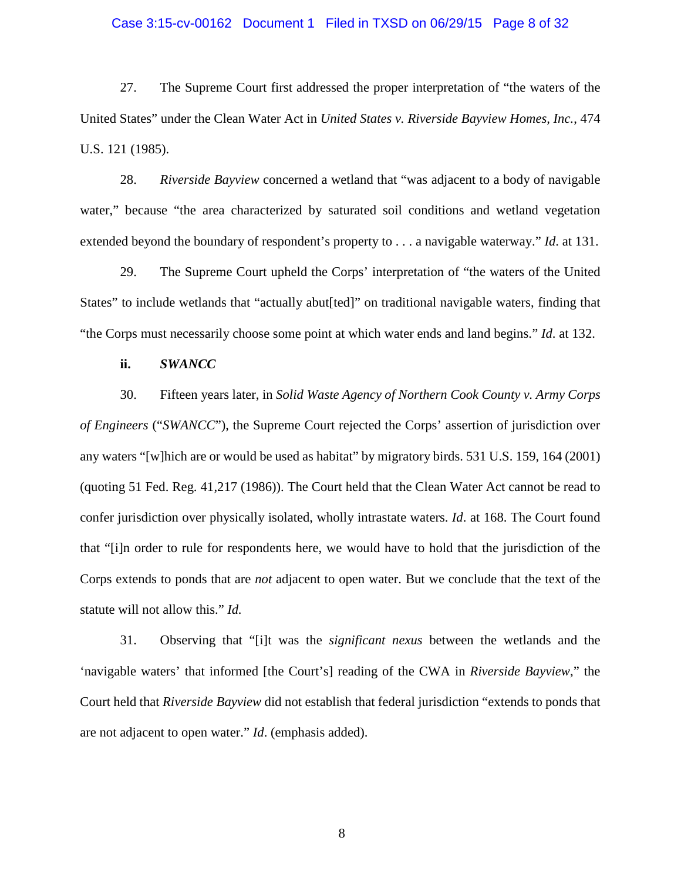27. The Supreme Court first addressed the proper interpretation of "the waters of the United States" under the Clean Water Act in *United States v. Riverside Bayview Homes, Inc.*, 474 U.S. 121 (1985).

28. *Riverside Bayview* concerned a wetland that "was adjacent to a body of navigable water," because "the area characterized by saturated soil conditions and wetland vegetation extended beyond the boundary of respondent's property to . . . a navigable waterway." *Id*. at 131.

29. The Supreme Court upheld the Corps' interpretation of "the waters of the United States" to include wetlands that "actually abut[ted]" on traditional navigable waters, finding that "the Corps must necessarily choose some point at which water ends and land begins." *Id*. at 132.

**ii. *SWANCC***

30. Fifteen years later, in *Solid Waste Agency of Northern Cook County v. Army Corps of Engineers* ("*SWANCC*"), the Supreme Court rejected the Corps' assertion of jurisdiction over any waters "[w]hich are or would be used as habitat" by migratory birds. 531 U.S. 159, 164 (2001) (quoting 51 Fed. Reg. 41,217 (1986)). The Court held that the Clean Water Act cannot be read to confer jurisdiction over physically isolated, wholly intrastate waters. *Id*. at 168. The Court found that "[i]n order to rule for respondents here, we would have to hold that the jurisdiction of the Corps extends to ponds that are *not* adjacent to open water. But we conclude that the text of the statute will not allow this." *Id.*

31. Observing that "[i]t was the *significant nexus* between the wetlands and the 'navigable waters' that informed [the Court's] reading of the CWA in *Riverside Bayview*," the Court held that *Riverside Bayview* did not establish that federal jurisdiction "extends to ponds that are not adjacent to open water." *Id*. (emphasis added).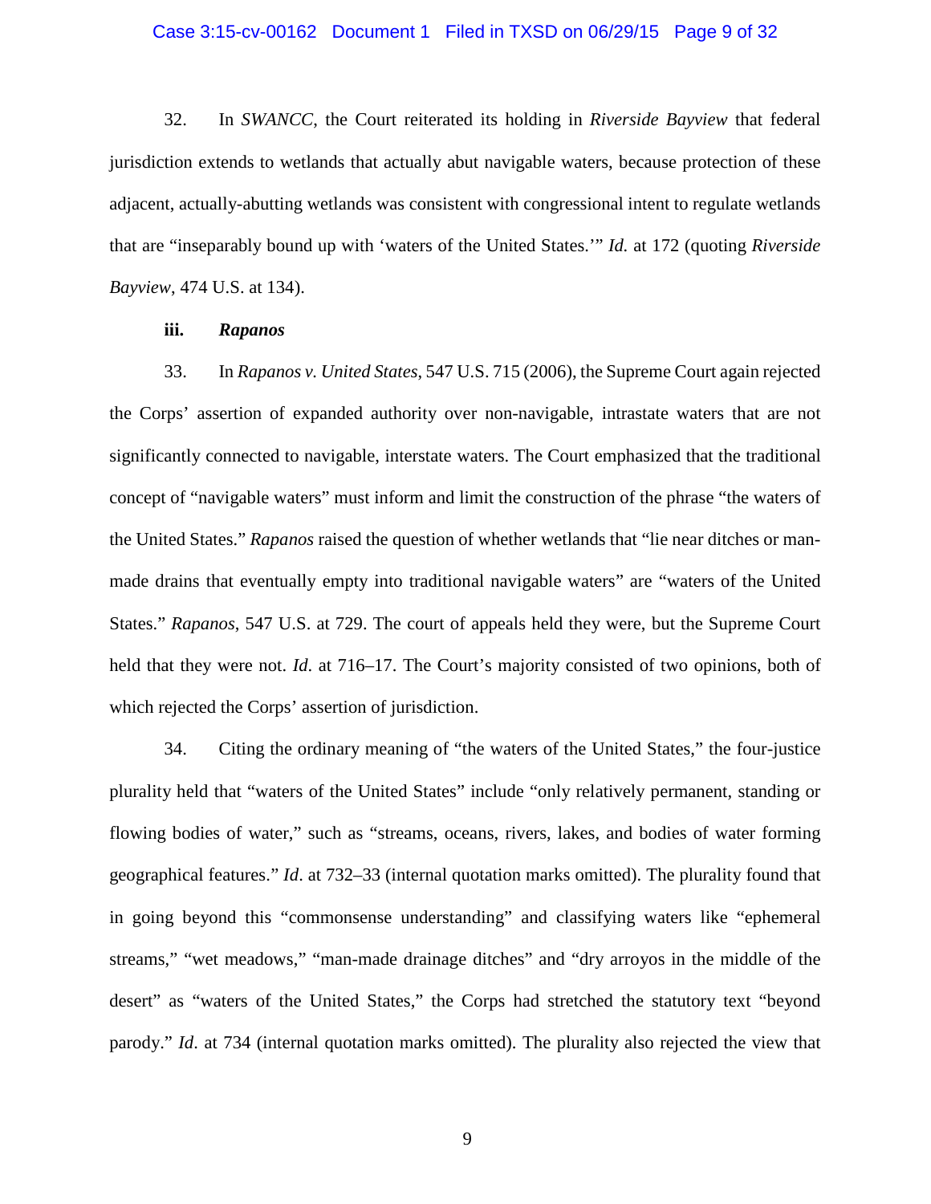32. In *SWANCC*, the Court reiterated its holding in *Riverside Bayview* that federal jurisdiction extends to wetlands that actually abut navigable waters, because protection of these adjacent, actually-abutting wetlands was consistent with congressional intent to regulate wetlands that are "inseparably bound up with 'waters of the United States.'" *Id.* at 172 (quoting *Riverside Bayview*, 474 U.S. at 134).

**iii. *Rapanos***

33. In *Rapanos v. United States*, 547 U.S. 715 (2006), the Supreme Court again rejected the Corps' assertion of expanded authority over non-navigable, intrastate waters that are not significantly connected to navigable, interstate waters. The Court emphasized that the traditional concept of "navigable waters" must inform and limit the construction of the phrase "the waters of the United States." *Rapanos* raised the question of whether wetlands that "lie near ditches or man-made drains that eventually empty into traditional navigable waters" are "waters of the United States." *Rapanos*, 547 U.S. at 729. The court of appeals held they were, but the Supreme Court held that they were not. *Id*. at 716–17. The Court's majority consisted of two opinions, both of which rejected the Corps' assertion of jurisdiction.

34. Citing the ordinary meaning of "the waters of the United States," the four-justice plurality held that "waters of the United States" include "only relatively permanent, standing or flowing bodies of water," such as "streams, oceans, rivers, lakes, and bodies of water forming geographical features." *Id*. at 732–33 (internal quotation marks omitted). The plurality found that in going beyond this "commonsense understanding" and classifying waters like "ephemeral streams," "wet meadows," "man-made drainage ditches" and "dry arroyos in the middle of the desert" as "waters of the United States," the Corps had stretched the statutory text "beyond parody." *Id*. at 734 (internal quotation marks omitted). The plurality also rejected the view that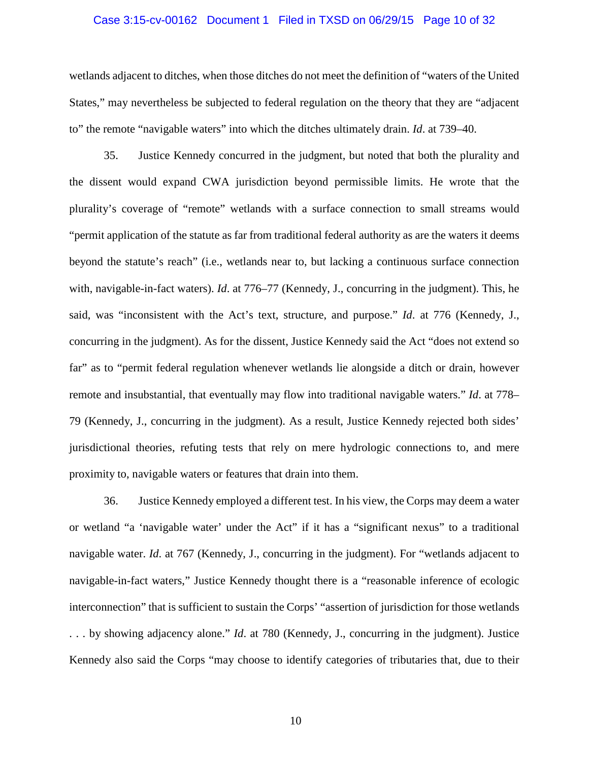wetlands adjacent to ditches, when those ditches do not meet the definition of "waters of the United States," may nevertheless be subjected to federal regulation on the theory that they are "adjacent to" the remote "navigable waters" into which the ditches ultimately drain. *Id*. at 739–40.

35. Justice Kennedy concurred in the judgment, but noted that both the plurality and the dissent would expand CWA jurisdiction beyond permissible limits. He wrote that the plurality's coverage of "remote" wetlands with a surface connection to small streams would "permit application of the statute as far from traditional federal authority as are the waters it deems beyond the statute's reach" (i.e., wetlands near to, but lacking a continuous surface connection with, navigable-in-fact waters). *Id*. at 776–77 (Kennedy, J., concurring in the judgment). This, he said, was "inconsistent with the Act's text, structure, and purpose." *Id*. at 776 (Kennedy, J., concurring in the judgment). As for the dissent, Justice Kennedy said the Act "does not extend so far" as to "permit federal regulation whenever wetlands lie alongside a ditch or drain, however remote and insubstantial, that eventually may flow into traditional navigable waters." *Id*. at 778–79 (Kennedy, J., concurring in the judgment). As a result, Justice Kennedy rejected both sides' jurisdictional theories, refuting tests that rely on mere hydrologic connections to, and mere proximity to, navigable waters or features that drain into them.

36. Justice Kennedy employed a different test. In his view, the Corps may deem a water or wetland "a 'navigable water' under the Act" if it has a "significant nexus" to a traditional navigable water. *Id.* at 767 (Kennedy, J., concurring in the judgment). For "wetlands adjacent to navigable-in-fact waters," Justice Kennedy thought there is a "reasonable inference of ecologic interconnection" that is sufficient to sustain the Corps' "assertion of jurisdiction for those wetlands . . . by showing adjacency alone." *Id*. at 780 (Kennedy, J., concurring in the judgment). Justice Kennedy also said the Corps "may choose to identify categories of tributaries that, due to their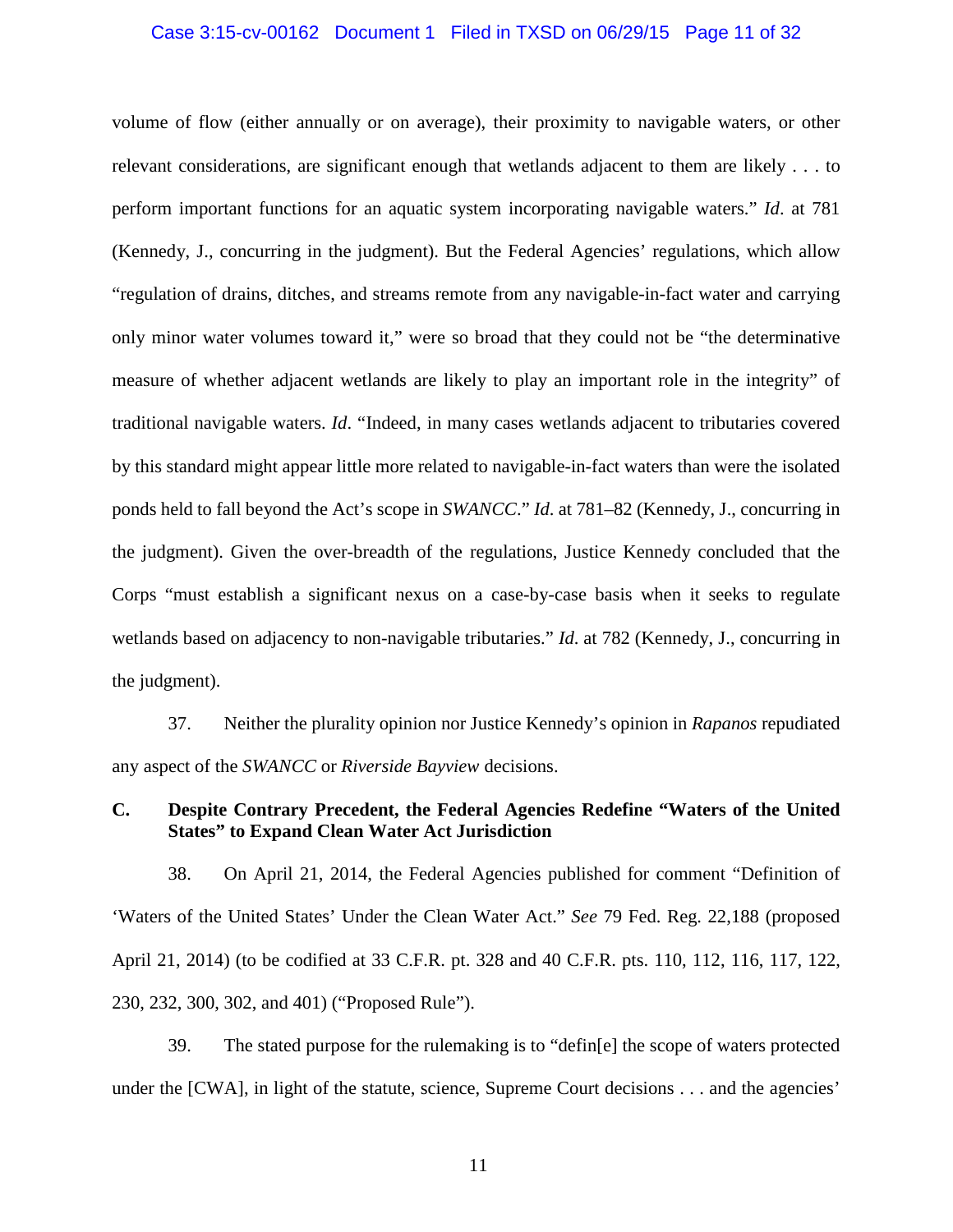volume of flow (either annually or on average), their proximity to navigable waters, or other relevant considerations, are significant enough that wetlands adjacent to them are likely . . . to perform important functions for an aquatic system incorporating navigable waters." *Id*. at 781 (Kennedy, J., concurring in the judgment). But the Federal Agencies' regulations, which allow "regulation of drains, ditches, and streams remote from any navigable-in-fact water and carrying only minor water volumes toward it," were so broad that they could not be "the determinative measure of whether adjacent wetlands are likely to play an important role in the integrity" of traditional navigable waters. *Id*. "Indeed, in many cases wetlands adjacent to tributaries covered by this standard might appear little more related to navigable-in-fact waters than were the isolated ponds held to fall beyond the Act's scope in *SWANCC*." *Id*. at 781–82 (Kennedy, J., concurring in the judgment). Given the over-breadth of the regulations, Justice Kennedy concluded that the Corps "must establish a significant nexus on a case-by-case basis when it seeks to regulate wetlands based on adjacency to non-navigable tributaries." *Id*. at 782 (Kennedy, J., concurring in the judgment).

37. Neither the plurality opinion nor Justice Kennedy's opinion in *Rapanos* repudiated any aspect of the *SWANCC* or *Riverside Bayview* decisions.

### C. Despite Contrary Precedent, the Federal Agencies Redefine "Waters of the United States" to Expand Clean Water Act Jurisdiction

38. On April 21, 2014, the Federal Agencies published for comment "Definition of 'Waters of the United States' Under the Clean Water Act." *See* 79 Fed. Reg. 22,188 (proposed April 21, 2014) (to be codified at 33 C.F.R. pt. 328 and 40 C.F.R. pts. 110, 112, 116, 117, 122, 230, 232, 300, 302, and 401) ("Proposed Rule").

39. The stated purpose for the rulemaking is to "defin[e] the scope of waters protected under the [CWA], in light of the statute, science, Supreme Court decisions . . . and the agencies'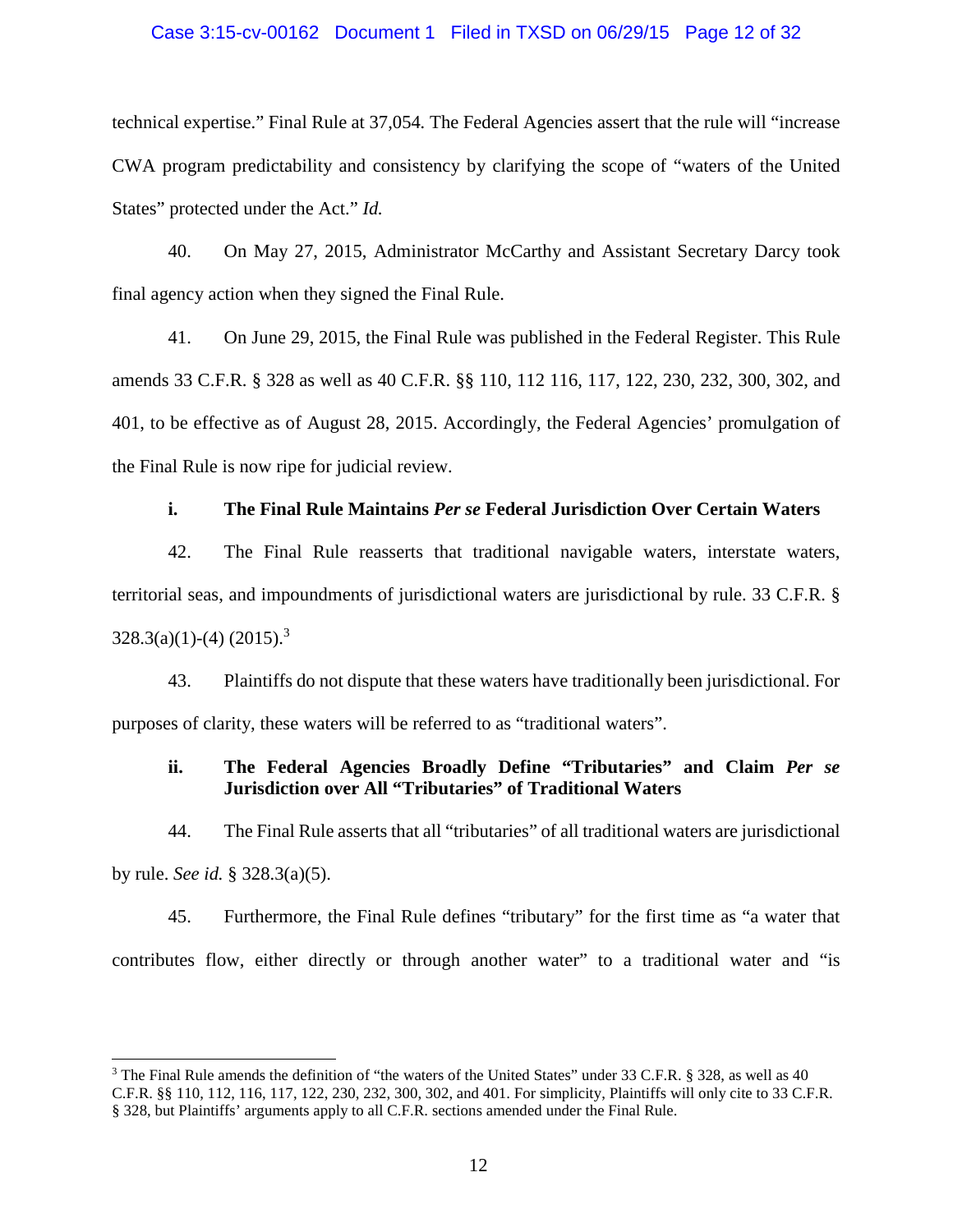technical expertise." Final Rule at 37,054. The Federal Agencies assert that the rule will "increase CWA program predictability and consistency by clarifying the scope of "waters of the United States" protected under the Act." *Id.*

40. On May 27, 2015, Administrator McCarthy and Assistant Secretary Darcy took final agency action when they signed the Final Rule.

41. On June 29, 2015, the Final Rule was published in the Federal Register. This Rule amends 33 C.F.R. § 328 as well as 40 C.F.R. §§ 110, 112 116, 117, 122, 230, 232, 300, 302, and 401, to be effective as of August 28, 2015. Accordingly, the Federal Agencies' promulgation of the Final Rule is now ripe for judicial review.

**i. The Final Rule Maintains *Per se* Federal Jurisdiction Over Certain Waters**

42. The Final Rule reasserts that traditional navigable waters, interstate waters, territorial seas, and impoundments of jurisdictional waters are jurisdictional by rule. 33 C.F.R. § 328.3(a)(1)-(4) (2015).[3]

43. Plaintiffs do not dispute that these waters have traditionally been jurisdictional. For purposes of clarity, these waters will be referred to as "traditional waters".

**ii. The Federal Agencies Broadly Define "Tributaries" and Claim *Per se* Jurisdiction over All "Tributaries" of Traditional Waters**

44. The Final Rule asserts that all "tributaries" of all traditional waters are jurisdictional by rule. *See id.* § 328.3(a)(5).

45. Furthermore, the Final Rule defines "tributary" for the first time as "a water that contributes flow, either directly or through another water" to a traditional water and "is

---

[3] The Final Rule amends the definition of "the waters of the United States" under 33 C.F.R. § 328, as well as 40 C.F.R. §§ 110, 112, 116, 117, 122, 230, 232, 300, 302, and 401. For simplicity, Plaintiffs will only cite to 33 C.F.R. § 328, but Plaintiffs' arguments apply to all C.F.R. sections amended under the Final Rule.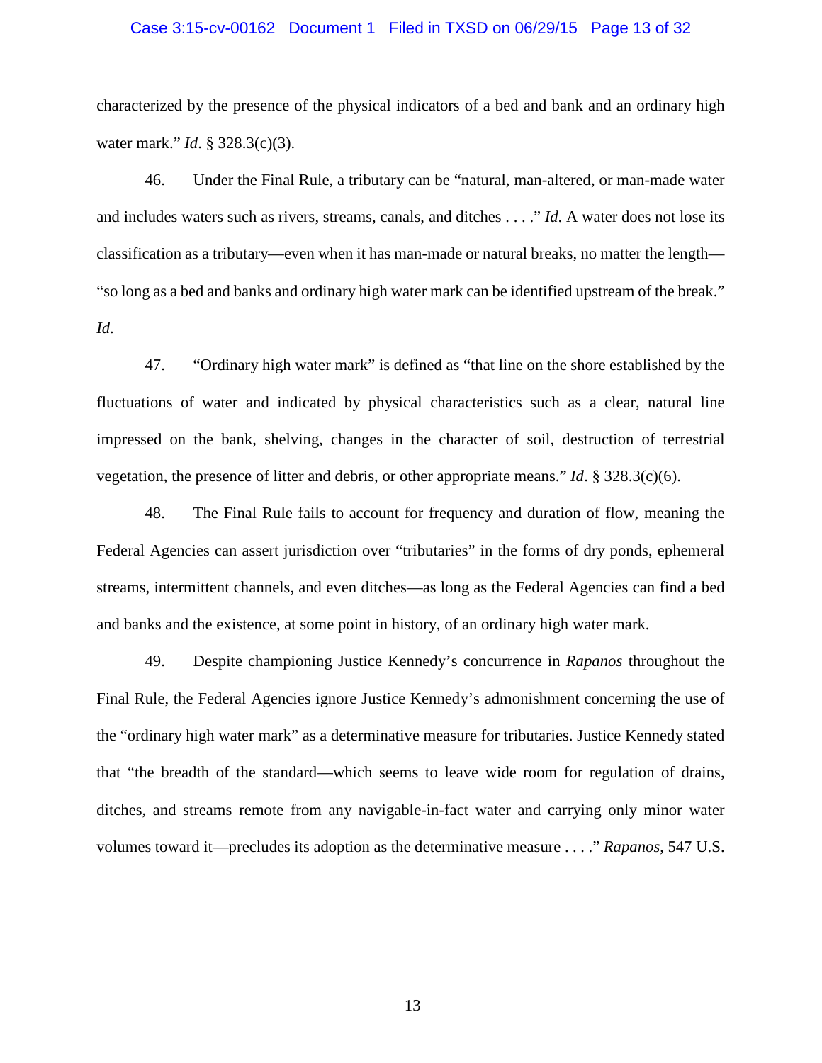characterized by the presence of the physical indicators of a bed and bank and an ordinary high water mark." *Id*. § 328.3(c)(3).

46. Under the Final Rule, a tributary can be "natural, man-altered, or man-made water and includes waters such as rivers, streams, canals, and ditches . . . ." *Id*. A water does not lose its classification as a tributary—even when it has man-made or natural breaks, no matter the length—"so long as a bed and banks and ordinary high water mark can be identified upstream of the break." *Id*.

47. "Ordinary high water mark" is defined as "that line on the shore established by the fluctuations of water and indicated by physical characteristics such as a clear, natural line impressed on the bank, shelving, changes in the character of soil, destruction of terrestrial vegetation, the presence of litter and debris, or other appropriate means." *Id*. § 328.3(c)(6).

48. The Final Rule fails to account for frequency and duration of flow, meaning the Federal Agencies can assert jurisdiction over "tributaries" in the forms of dry ponds, ephemeral streams, intermittent channels, and even ditches—as long as the Federal Agencies can find a bed and banks and the existence, at some point in history, of an ordinary high water mark.

49. Despite championing Justice Kennedy's concurrence in *Rapanos* throughout the Final Rule, the Federal Agencies ignore Justice Kennedy's admonishment concerning the use of the "ordinary high water mark" as a determinative measure for tributaries. Justice Kennedy stated that "the breadth of the standard—which seems to leave wide room for regulation of drains, ditches, and streams remote from any navigable-in-fact water and carrying only minor water volumes toward it—precludes its adoption as the determinative measure . . . ." *Rapanos*, 547 U.S.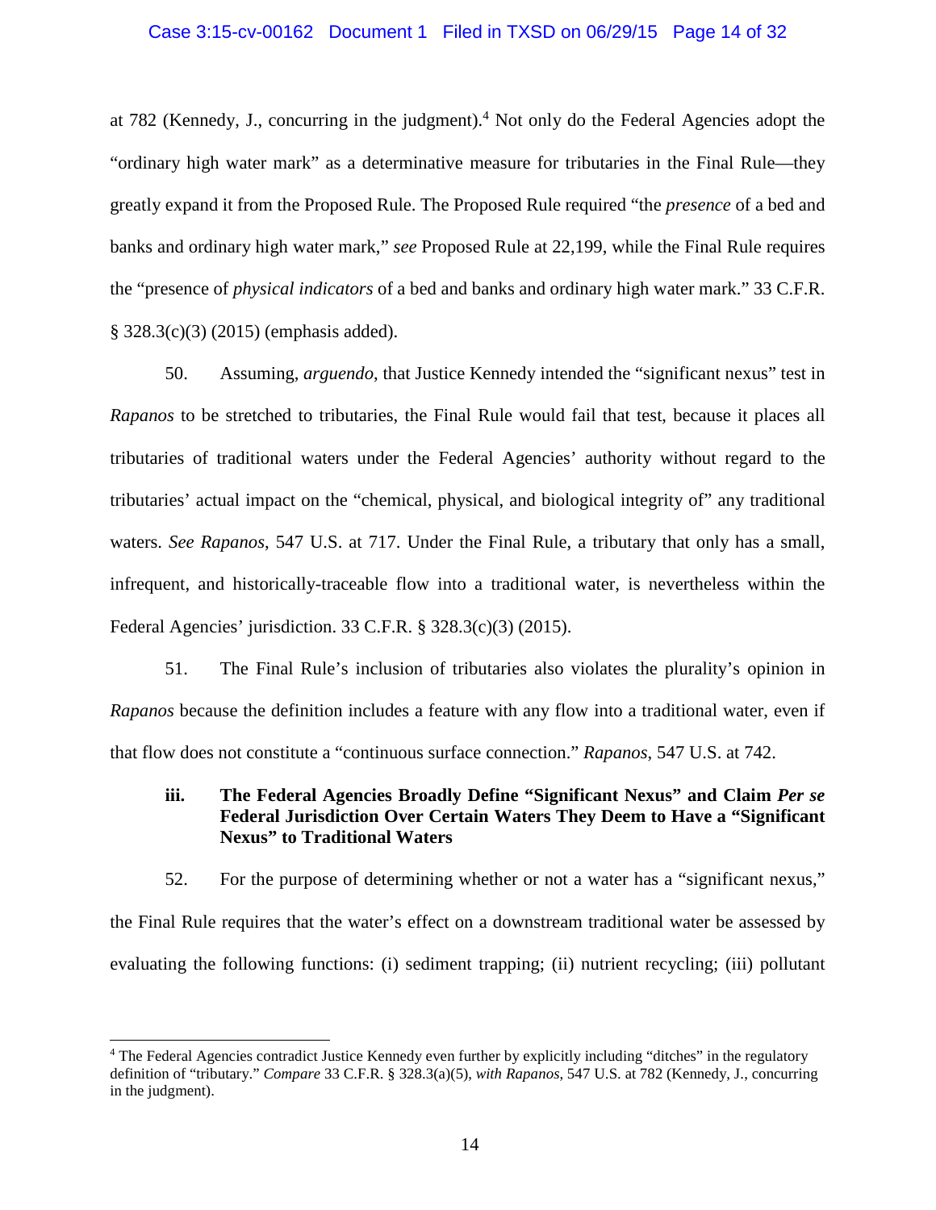at 782 (Kennedy, J., concurring in the judgment).[4] Not only do the Federal Agencies adopt the "ordinary high water mark" as a determinative measure for tributaries in the Final Rule—they greatly expand it from the Proposed Rule. The Proposed Rule required "the *presence* of a bed and banks and ordinary high water mark," *see* Proposed Rule at 22,199, while the Final Rule requires the "presence of *physical indicators* of a bed and banks and ordinary high water mark." 33 C.F.R. § 328.3(c)(3) (2015) (emphasis added).

50. Assuming, *arguendo*, that Justice Kennedy intended the "significant nexus" test in *Rapanos* to be stretched to tributaries, the Final Rule would fail that test, because it places all tributaries of traditional waters under the Federal Agencies' authority without regard to the tributaries' actual impact on the "chemical, physical, and biological integrity of" any traditional waters. *See Rapanos*, 547 U.S. at 717. Under the Final Rule, a tributary that only has a small, infrequent, and historically-traceable flow into a traditional water, is nevertheless within the Federal Agencies' jurisdiction. 33 C.F.R. § 328.3(c)(3) (2015).

51. The Final Rule's inclusion of tributaries also violates the plurality's opinion in *Rapanos* because the definition includes a feature with any flow into a traditional water, even if that flow does not constitute a "continuous surface connection." *Rapanos*, 547 U.S. at 742.

### iii. The Federal Agencies Broadly Define "Significant Nexus" and Claim *Per se* Federal Jurisdiction Over Certain Waters They Deem to Have a "Significant Nexus" to Traditional Waters

52. For the purpose of determining whether or not a water has a "significant nexus," the Final Rule requires that the water's effect on a downstream traditional water be assessed by evaluating the following functions: (i) sediment trapping; (ii) nutrient recycling; (iii) pollutant

---

[4] The Federal Agencies contradict Justice Kennedy even further by explicitly including "ditches" in the regulatory definition of "tributary." *Compare* 33 C.F.R. § 328.3(a)(5), *with Rapanos*, 547 U.S. at 782 (Kennedy, J., concurring in the judgment).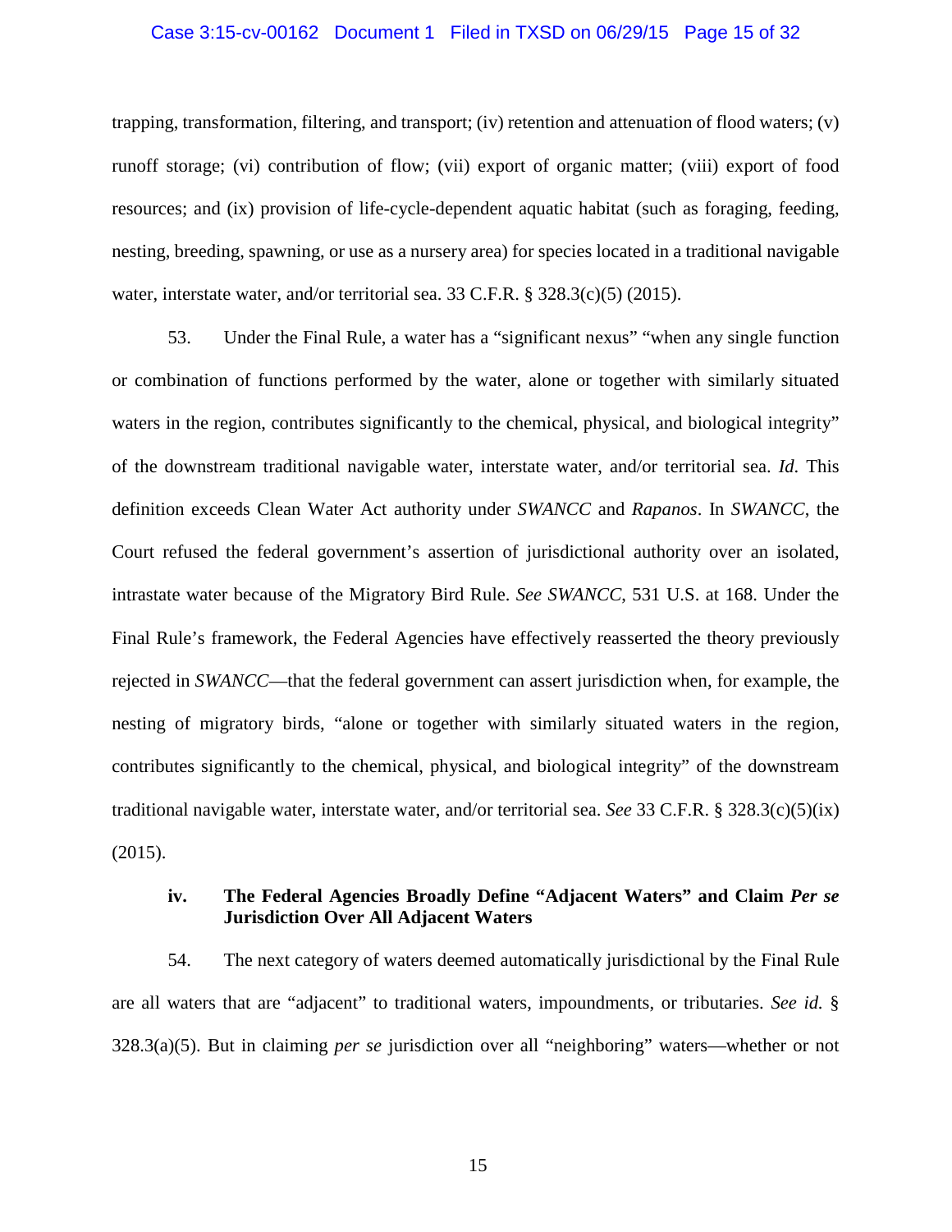trapping, transformation, filtering, and transport; (iv) retention and attenuation of flood waters; (v) runoff storage; (vi) contribution of flow; (vii) export of organic matter; (viii) export of food resources; and (ix) provision of life-cycle-dependent aquatic habitat (such as foraging, feeding, nesting, breeding, spawning, or use as a nursery area) for species located in a traditional navigable water, interstate water, and/or territorial sea. 33 C.F.R. § 328.3(c)(5) (2015).

53. Under the Final Rule, a water has a "significant nexus" "when any single function or combination of functions performed by the water, alone or together with similarly situated waters in the region, contributes significantly to the chemical, physical, and biological integrity" of the downstream traditional navigable water, interstate water, and/or territorial sea. *Id.* This definition exceeds Clean Water Act authority under *SWANCC* and *Rapanos*. In *SWANCC*, the Court refused the federal government's assertion of jurisdictional authority over an isolated, intrastate water because of the Migratory Bird Rule. *See SWANCC*, 531 U.S. at 168. Under the Final Rule's framework, the Federal Agencies have effectively reasserted the theory previously rejected in *SWANCC*—that the federal government can assert jurisdiction when, for example, the nesting of migratory birds, "alone or together with similarly situated waters in the region, contributes significantly to the chemical, physical, and biological integrity" of the downstream traditional navigable water, interstate water, and/or territorial sea. *See* 33 C.F.R. § 328.3(c)(5)(ix) (2015).

#### iv. The Federal Agencies Broadly Define "Adjacent Waters" and Claim *Per se* Jurisdiction Over All Adjacent Waters

54. The next category of waters deemed automatically jurisdictional by the Final Rule are all waters that are "adjacent" to traditional waters, impoundments, or tributaries. *See id.* § 328.3(a)(5). But in claiming *per se* jurisdiction over all "neighboring" waters—whether or not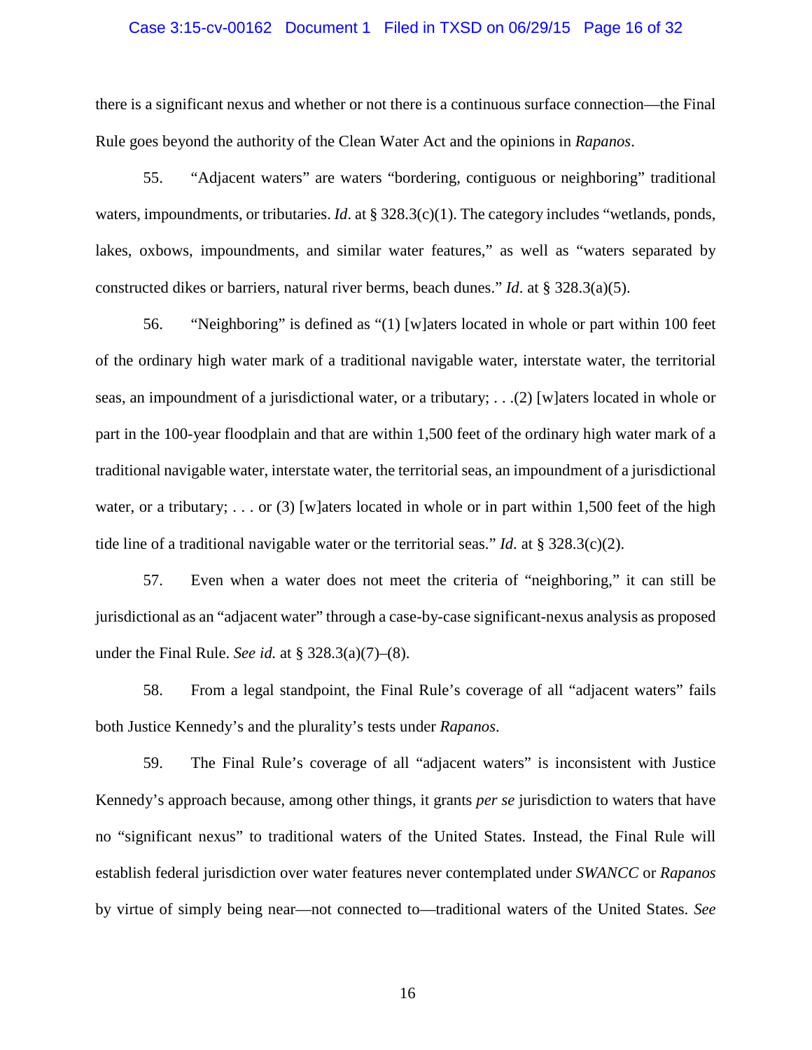there is a significant nexus and whether or not there is a continuous surface connection—the Final Rule goes beyond the authority of the Clean Water Act and the opinions in *Rapanos*.

55. "Adjacent waters" are waters "bordering, contiguous or neighboring" traditional waters, impoundments, or tributaries. *Id*. at § 328.3(c)(1). The category includes "wetlands, ponds, lakes, oxbows, impoundments, and similar water features," as well as "waters separated by constructed dikes or barriers, natural river berms, beach dunes." *Id*. at § 328.3(a)(5).

56. "Neighboring" is defined as "(1) [w]aters located in whole or part within 100 feet of the ordinary high water mark of a traditional navigable water, interstate water, the territorial seas, an impoundment of a jurisdictional water, or a tributary; . . .(2) [w]aters located in whole or part in the 100-year floodplain and that are within 1,500 feet of the ordinary high water mark of a traditional navigable water, interstate water, the territorial seas, an impoundment of a jurisdictional water, or a tributary; . . . or (3) [w]aters located in whole or in part within 1,500 feet of the high tide line of a traditional navigable water or the territorial seas." *Id*. at § 328.3(c)(2).

57. Even when a water does not meet the criteria of "neighboring," it can still be jurisdictional as an "adjacent water" through a case-by-case significant-nexus analysis as proposed under the Final Rule. *See id.* at § 328.3(a)(7)–(8).

58. From a legal standpoint, the Final Rule's coverage of all "adjacent waters" fails both Justice Kennedy's and the plurality's tests under *Rapanos*.

59. The Final Rule's coverage of all "adjacent waters" is inconsistent with Justice Kennedy's approach because, among other things, it grants *per se* jurisdiction to waters that have no "significant nexus" to traditional waters of the United States. Instead, the Final Rule will establish federal jurisdiction over water features never contemplated under *SWANCC* or *Rapanos* by virtue of simply being near—not connected to—traditional waters of the United States. *See*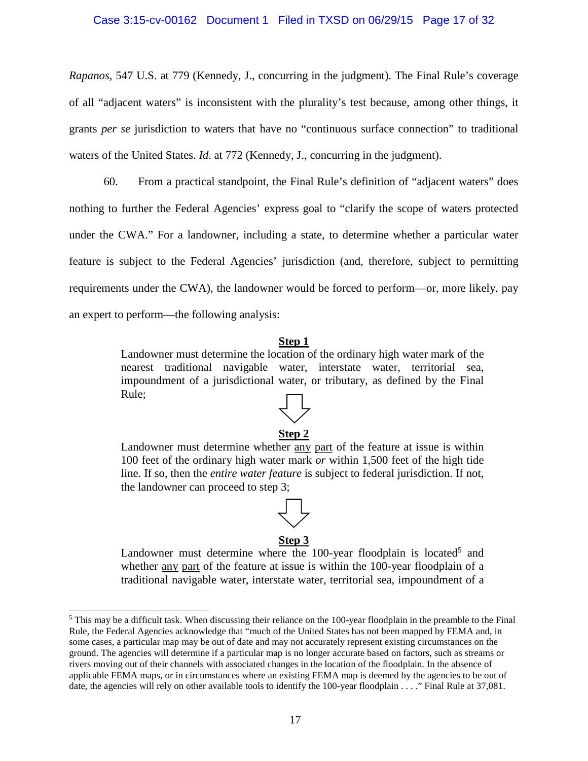*Rapanos*, 547 U.S. at 779 (Kennedy, J., concurring in the judgment). The Final Rule's coverage of all "adjacent waters" is inconsistent with the plurality's test because, among other things, it grants *per se* jurisdiction to waters that have no "continuous surface connection" to traditional waters of the United States. *Id*. at 772 (Kennedy, J., concurring in the judgment).

60. From a practical standpoint, the Final Rule's definition of "adjacent waters" does nothing to further the Federal Agencies' express goal to "clarify the scope of waters protected under the CWA." For a landowner, including a state, to determine whether a particular water feature is subject to the Federal Agencies' jurisdiction (and, therefore, subject to permitting requirements under the CWA), the landowner would be forced to perform—or, more likely, pay an expert to perform—the following analysis:

> **Step 1**
>
> Landowner must determine the location of the ordinary high water mark of the nearest traditional navigable water, interstate water, territorial sea, impoundment of a jurisdictional water, or tributary, as defined by the Final Rule;
>
> ⇩
>
> **Step 2**
>
> Landowner must determine whether any part of the feature at issue is within 100 feet of the ordinary high water mark *or* within 1,500 feet of the high tide line. If so, then the *entire water feature* is subject to federal jurisdiction. If not, the landowner can proceed to step 3;
>
> ⇩
>
> **Step 3**
>
> Landowner must determine where the 100-year floodplain is located[5] and whether any part of the feature at issue is within the 100-year floodplain of a traditional navigable water, interstate water, territorial sea, impoundment of a

---

[5] This may be a difficult task. When discussing their reliance on the 100-year floodplain in the preamble to the Final Rule, the Federal Agencies acknowledge that "much of the United States has not been mapped by FEMA and, in some cases, a particular map may be out of date and may not accurately represent existing circumstances on the ground. The agencies will determine if a particular map is no longer accurate based on factors, such as streams or rivers moving out of their channels with associated changes in the location of the floodplain. In the absence of applicable FEMA maps, or in circumstances where an existing FEMA map is deemed by the agencies to be out of date, the agencies will rely on other available tools to identify the 100-year floodplain . . . ." Final Rule at 37,081.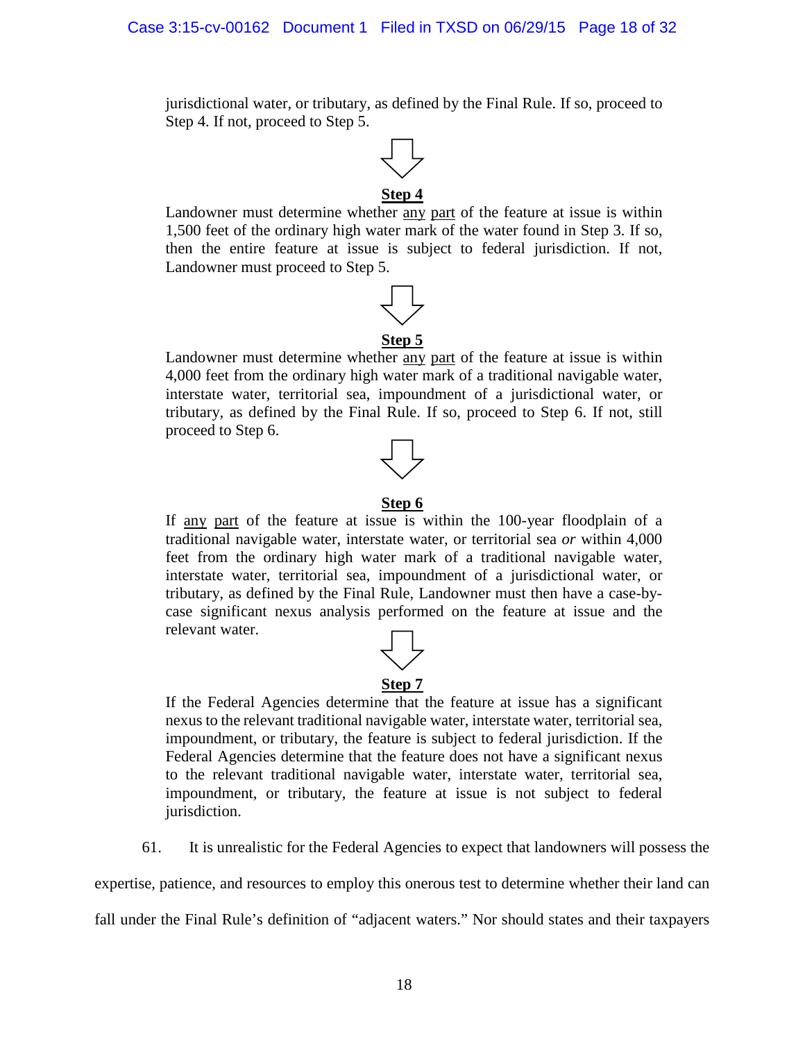jurisdictional water, or tributary, as defined by the Final Rule. If so, proceed to Step 4. If not, proceed to Step 5.

**Step 4**

Landowner must determine whether <u>any</u> <u>part</u> of the feature at issue is within 1,500 feet of the ordinary high water mark of the water found in Step 3. If so, then the entire feature at issue is subject to federal jurisdiction. If not, Landowner must proceed to Step 5.

**Step 5**

Landowner must determine whether <u>any</u> <u>part</u> of the feature at issue is within 4,000 feet from the ordinary high water mark of a traditional navigable water, interstate water, territorial sea, impoundment of a jurisdictional water, or tributary, as defined by the Final Rule. If so, proceed to Step 6. If not, still proceed to Step 6.

**Step 6**

If <u>any</u> <u>part</u> of the feature at issue is within the 100-year floodplain of a traditional navigable water, interstate water, or territorial sea *or* within 4,000 feet from the ordinary high water mark of a traditional navigable water, interstate water, territorial sea, impoundment of a jurisdictional water, or tributary, as defined by the Final Rule, Landowner must then have a case-by-case significant nexus analysis performed on the feature at issue and the relevant water.

**Step 7**

If the Federal Agencies determine that the feature at issue has a significant nexus to the relevant traditional navigable water, interstate water, territorial sea, impoundment, or tributary, the feature is subject to federal jurisdiction. If the Federal Agencies determine that the feature does not have a significant nexus to the relevant traditional navigable water, interstate water, territorial sea, impoundment, or tributary, the feature at issue is not subject to federal jurisdiction.

61. It is unrealistic for the Federal Agencies to expect that landowners will possess the expertise, patience, and resources to employ this onerous test to determine whether their land can fall under the Final Rule's definition of "adjacent waters." Nor should states and their taxpayers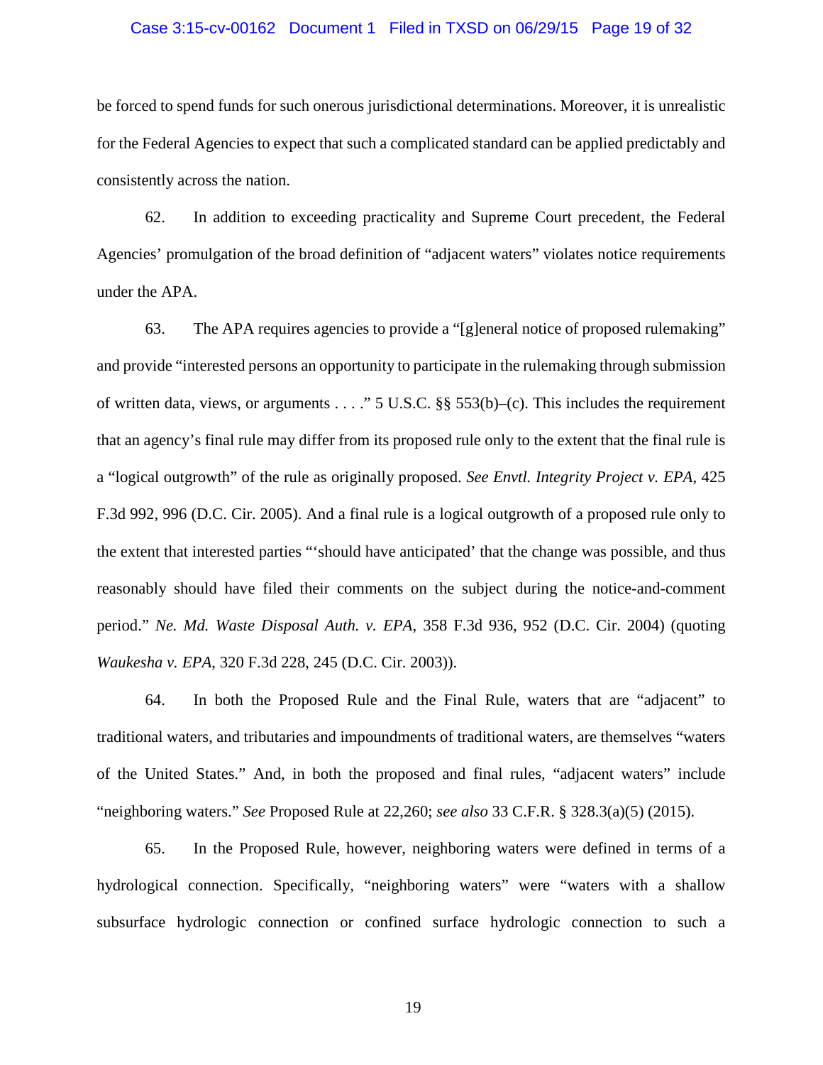be forced to spend funds for such onerous jurisdictional determinations. Moreover, it is unrealistic for the Federal Agencies to expect that such a complicated standard can be applied predictably and consistently across the nation.

62. In addition to exceeding practicality and Supreme Court precedent, the Federal Agencies' promulgation of the broad definition of "adjacent waters" violates notice requirements under the APA.

63. The APA requires agencies to provide a "[g]eneral notice of proposed rulemaking" and provide "interested persons an opportunity to participate in the rulemaking through submission of written data, views, or arguments . . . ." 5 U.S.C. §§ 553(b)–(c). This includes the requirement that an agency's final rule may differ from its proposed rule only to the extent that the final rule is a "logical outgrowth" of the rule as originally proposed. *See Envtl. Integrity Project v. EPA*, 425 F.3d 992, 996 (D.C. Cir. 2005). And a final rule is a logical outgrowth of a proposed rule only to the extent that interested parties "'should have anticipated' that the change was possible, and thus reasonably should have filed their comments on the subject during the notice-and-comment period." *Ne. Md. Waste Disposal Auth. v. EPA*, 358 F.3d 936, 952 (D.C. Cir. 2004) (quoting *Waukesha v. EPA*, 320 F.3d 228, 245 (D.C. Cir. 2003)).

64. In both the Proposed Rule and the Final Rule, waters that are "adjacent" to traditional waters, and tributaries and impoundments of traditional waters, are themselves "waters of the United States." And, in both the proposed and final rules, "adjacent waters" include "neighboring waters." *See* Proposed Rule at 22,260; *see also* 33 C.F.R. § 328.3(a)(5) (2015).

65. In the Proposed Rule, however, neighboring waters were defined in terms of a hydrological connection. Specifically, "neighboring waters" were "waters with a shallow subsurface hydrologic connection or confined surface hydrologic connection to such a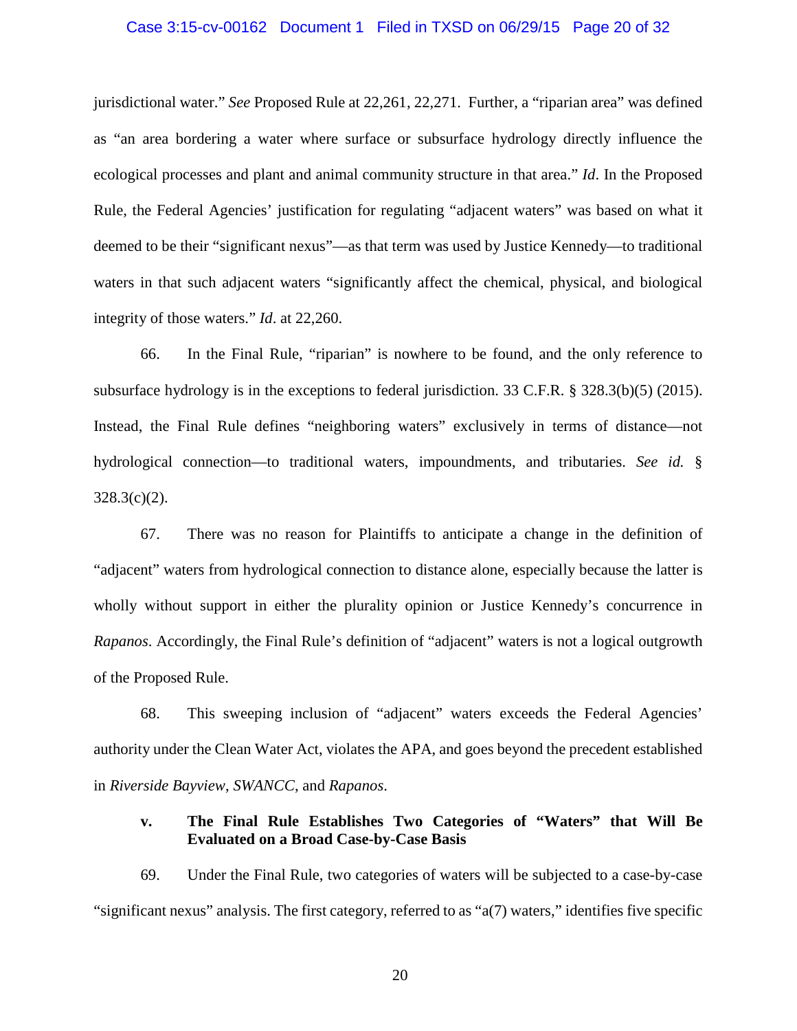jurisdictional water." *See* Proposed Rule at 22,261, 22,271. Further, a "riparian area" was defined as "an area bordering a water where surface or subsurface hydrology directly influence the ecological processes and plant and animal community structure in that area." *Id*. In the Proposed Rule, the Federal Agencies' justification for regulating "adjacent waters" was based on what it deemed to be their "significant nexus"—as that term was used by Justice Kennedy—to traditional waters in that such adjacent waters "significantly affect the chemical, physical, and biological integrity of those waters." *Id*. at 22,260.

66. In the Final Rule, "riparian" is nowhere to be found, and the only reference to subsurface hydrology is in the exceptions to federal jurisdiction. 33 C.F.R. § 328.3(b)(5) (2015). Instead, the Final Rule defines "neighboring waters" exclusively in terms of distance—not hydrological connection—to traditional waters, impoundments, and tributaries. *See id.* § 328.3(c)(2).

67. There was no reason for Plaintiffs to anticipate a change in the definition of "adjacent" waters from hydrological connection to distance alone, especially because the latter is wholly without support in either the plurality opinion or Justice Kennedy's concurrence in *Rapanos*. Accordingly, the Final Rule's definition of "adjacent" waters is not a logical outgrowth of the Proposed Rule.

68. This sweeping inclusion of "adjacent" waters exceeds the Federal Agencies' authority under the Clean Water Act, violates the APA, and goes beyond the precedent established in *Riverside Bayview*, *SWANCC*, and *Rapanos*.

#### v. The Final Rule Establishes Two Categories of "Waters" that Will Be Evaluated on a Broad Case-by-Case Basis

69. Under the Final Rule, two categories of waters will be subjected to a case-by-case "significant nexus" analysis. The first category, referred to as "a(7) waters," identifies five specific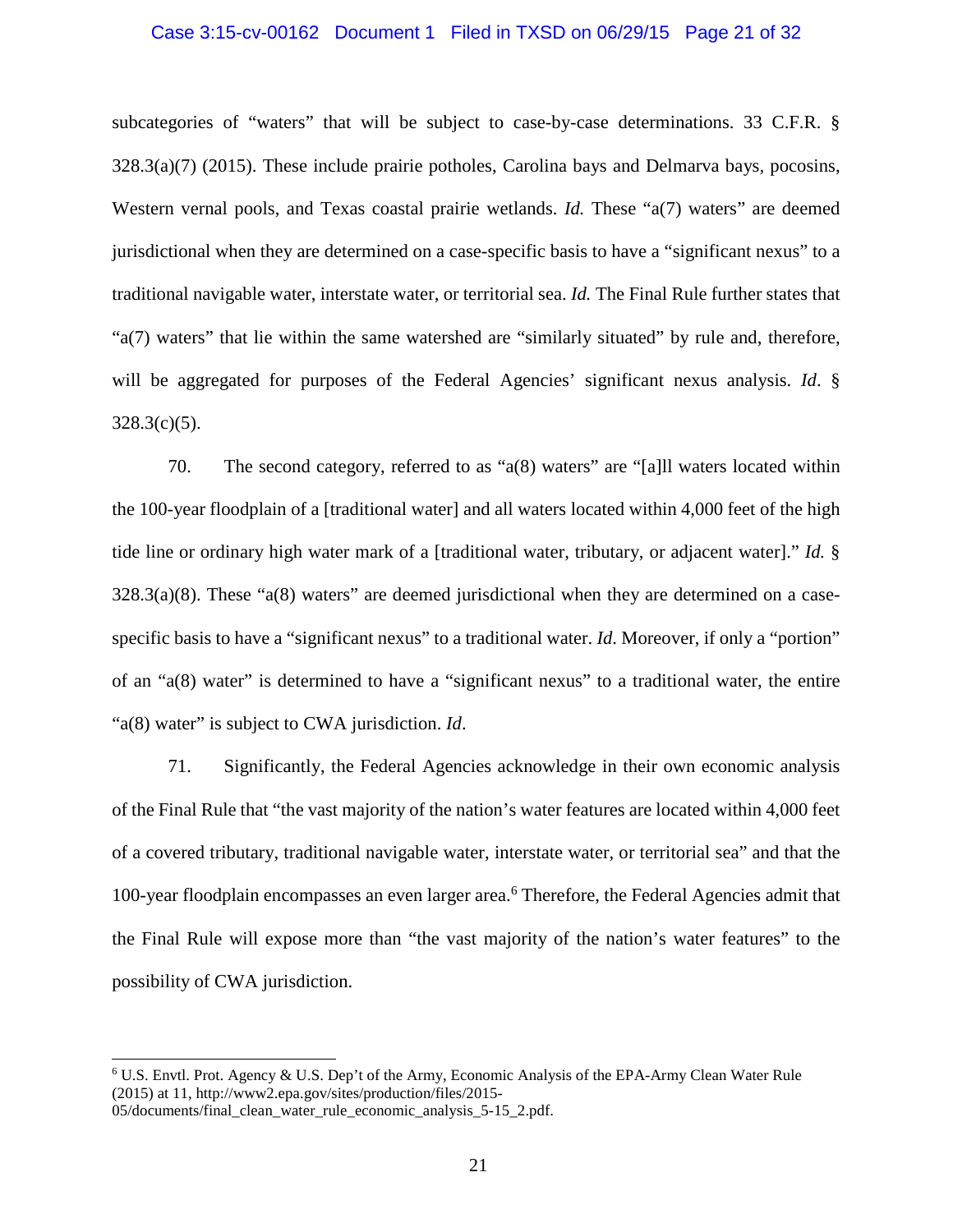subcategories of "waters" that will be subject to case-by-case determinations. 33 C.F.R. § 328.3(a)(7) (2015). These include prairie potholes, Carolina bays and Delmarva bays, pocosins, Western vernal pools, and Texas coastal prairie wetlands. *Id.* These "a(7) waters" are deemed jurisdictional when they are determined on a case-specific basis to have a "significant nexus" to a traditional navigable water, interstate water, or territorial sea. *Id.* The Final Rule further states that "a(7) waters" that lie within the same watershed are "similarly situated" by rule and, therefore, will be aggregated for purposes of the Federal Agencies' significant nexus analysis. *Id*. § 328.3(c)(5).

70. The second category, referred to as "a(8) waters" are "[a]ll waters located within the 100-year floodplain of a [traditional water] and all waters located within 4,000 feet of the high tide line or ordinary high water mark of a [traditional water, tributary, or adjacent water]." *Id.* § 328.3(a)(8). These "a(8) waters" are deemed jurisdictional when they are determined on a case-specific basis to have a "significant nexus" to a traditional water. *Id*. Moreover, if only a "portion" of an "a(8) water" is determined to have a "significant nexus" to a traditional water, the entire "a(8) water" is subject to CWA jurisdiction. *Id*.

71. Significantly, the Federal Agencies acknowledge in their own economic analysis of the Final Rule that "the vast majority of the nation's water features are located within 4,000 feet of a covered tributary, traditional navigable water, interstate water, or territorial sea" and that the 100-year floodplain encompasses an even larger area.[6] Therefore, the Federal Agencies admit that the Final Rule will expose more than "the vast majority of the nation's water features" to the possibility of CWA jurisdiction.

---

[6] U.S. Envtl. Prot. Agency & U.S. Dep't of the Army, Economic Analysis of the EPA-Army Clean Water Rule (2015) at 11, http://www2.epa.gov/sites/production/files/2015-05/documents/final_clean_water_rule_economic_analysis_5-15_2.pdf.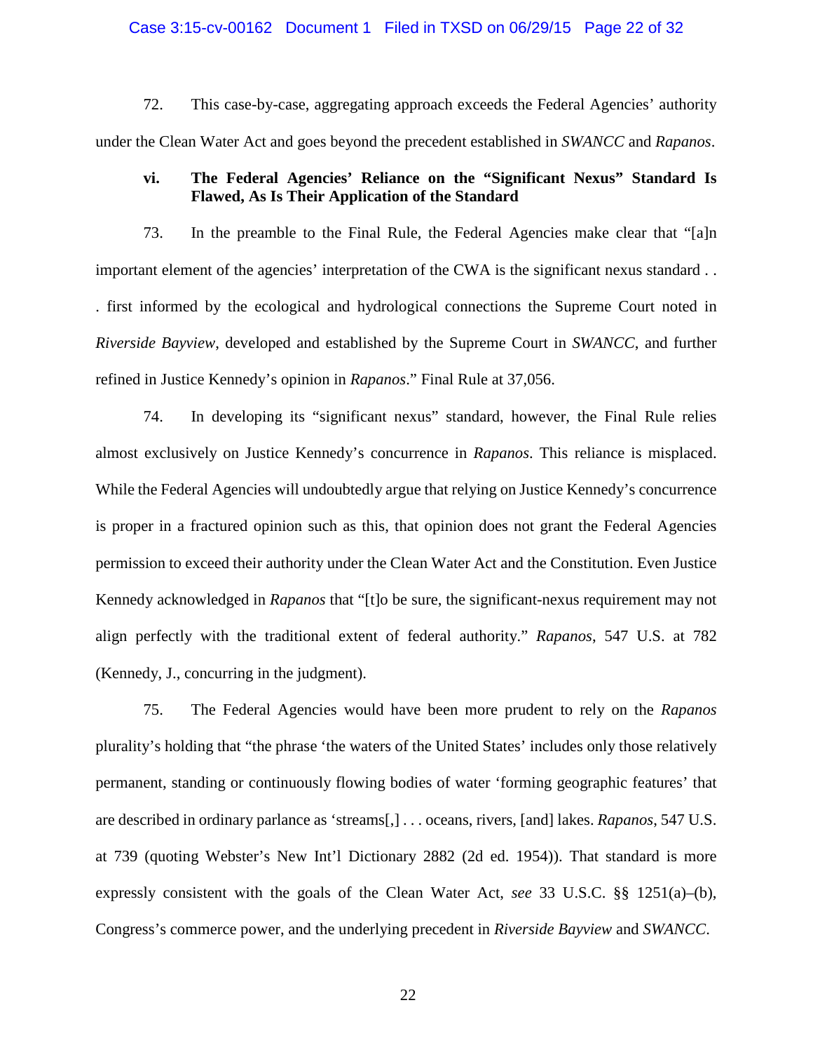72. This case-by-case, aggregating approach exceeds the Federal Agencies' authority under the Clean Water Act and goes beyond the precedent established in *SWANCC* and *Rapanos*.

**vi. The Federal Agencies' Reliance on the "Significant Nexus" Standard Is Flawed, As Is Their Application of the Standard**

73. In the preamble to the Final Rule, the Federal Agencies make clear that "[a]n important element of the agencies' interpretation of the CWA is the significant nexus standard . . . first informed by the ecological and hydrological connections the Supreme Court noted in *Riverside Bayview*, developed and established by the Supreme Court in *SWANCC*, and further refined in Justice Kennedy's opinion in *Rapanos*." Final Rule at 37,056.

74. In developing its "significant nexus" standard, however, the Final Rule relies almost exclusively on Justice Kennedy's concurrence in *Rapanos*. This reliance is misplaced. While the Federal Agencies will undoubtedly argue that relying on Justice Kennedy's concurrence is proper in a fractured opinion such as this, that opinion does not grant the Federal Agencies permission to exceed their authority under the Clean Water Act and the Constitution. Even Justice Kennedy acknowledged in *Rapanos* that "[t]o be sure, the significant-nexus requirement may not align perfectly with the traditional extent of federal authority." *Rapanos*, 547 U.S. at 782 (Kennedy, J., concurring in the judgment).

75. The Federal Agencies would have been more prudent to rely on the *Rapanos* plurality's holding that "the phrase 'the waters of the United States' includes only those relatively permanent, standing or continuously flowing bodies of water 'forming geographic features' that are described in ordinary parlance as 'streams[,] . . . oceans, rivers, [and] lakes. *Rapanos*, 547 U.S. at 739 (quoting Webster's New Int'l Dictionary 2882 (2d ed. 1954)). That standard is more expressly consistent with the goals of the Clean Water Act, *see* 33 U.S.C. §§ 1251(a)–(b), Congress's commerce power, and the underlying precedent in *Riverside Bayview* and *SWANCC*.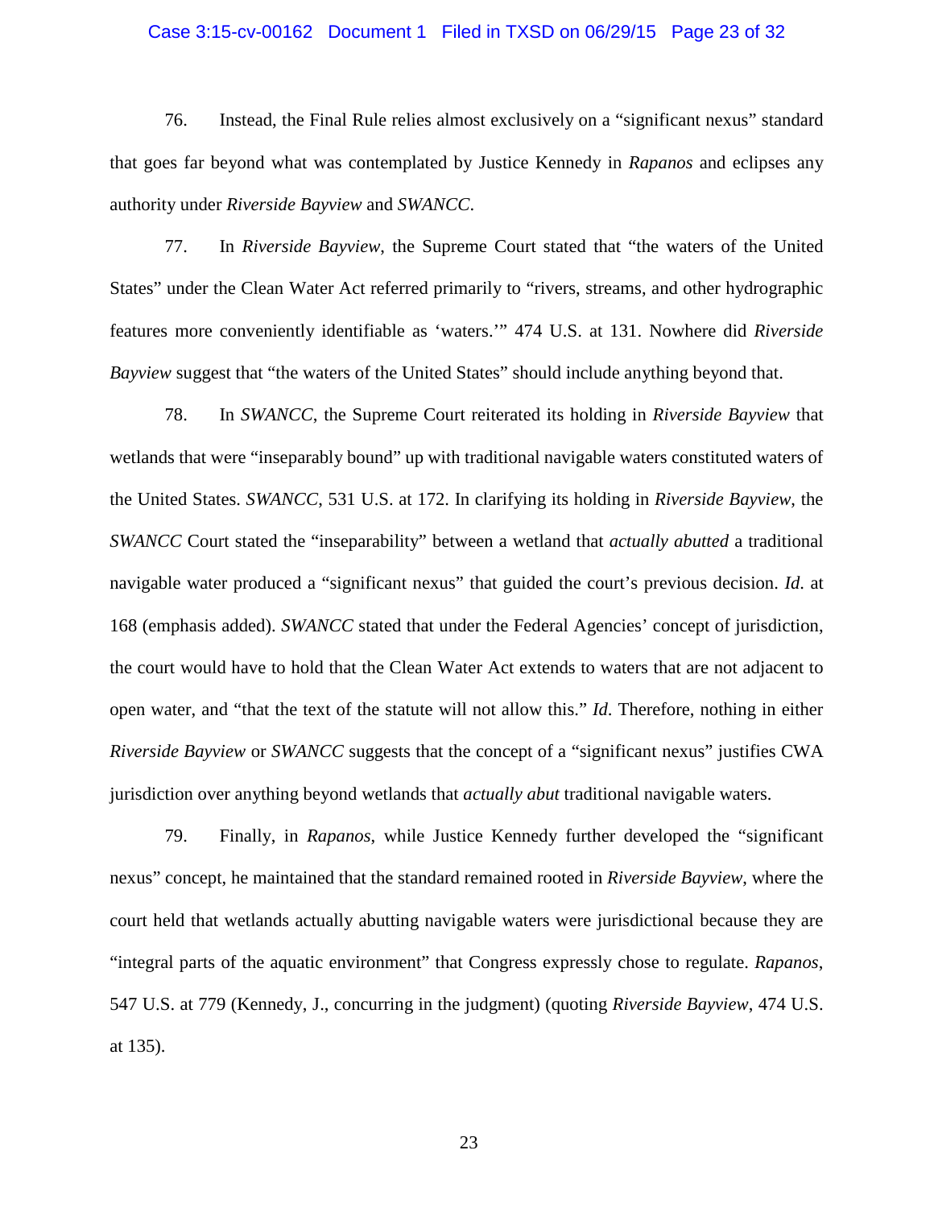76. Instead, the Final Rule relies almost exclusively on a "significant nexus" standard that goes far beyond what was contemplated by Justice Kennedy in *Rapanos* and eclipses any authority under *Riverside Bayview* and *SWANCC*.

77. In *Riverside Bayview*, the Supreme Court stated that "the waters of the United States" under the Clean Water Act referred primarily to "rivers, streams, and other hydrographic features more conveniently identifiable as 'waters.'" 474 U.S. at 131. Nowhere did *Riverside Bayview* suggest that "the waters of the United States" should include anything beyond that.

78. In *SWANCC*, the Supreme Court reiterated its holding in *Riverside Bayview* that wetlands that were "inseparably bound" up with traditional navigable waters constituted waters of the United States. *SWANCC*, 531 U.S. at 172. In clarifying its holding in *Riverside Bayview*, the *SWANCC* Court stated the "inseparability" between a wetland that *actually abutted* a traditional navigable water produced a "significant nexus" that guided the court's previous decision. *Id*. at 168 (emphasis added). *SWANCC* stated that under the Federal Agencies' concept of jurisdiction, the court would have to hold that the Clean Water Act extends to waters that are not adjacent to open water, and "that the text of the statute will not allow this." *Id*. Therefore, nothing in either *Riverside Bayview* or *SWANCC* suggests that the concept of a "significant nexus" justifies CWA jurisdiction over anything beyond wetlands that *actually abut* traditional navigable waters.

79. Finally, in *Rapanos*, while Justice Kennedy further developed the "significant nexus" concept, he maintained that the standard remained rooted in *Riverside Bayview*, where the court held that wetlands actually abutting navigable waters were jurisdictional because they are "integral parts of the aquatic environment" that Congress expressly chose to regulate. *Rapanos*, 547 U.S. at 779 (Kennedy, J., concurring in the judgment) (quoting *Riverside Bayview*, 474 U.S. at 135).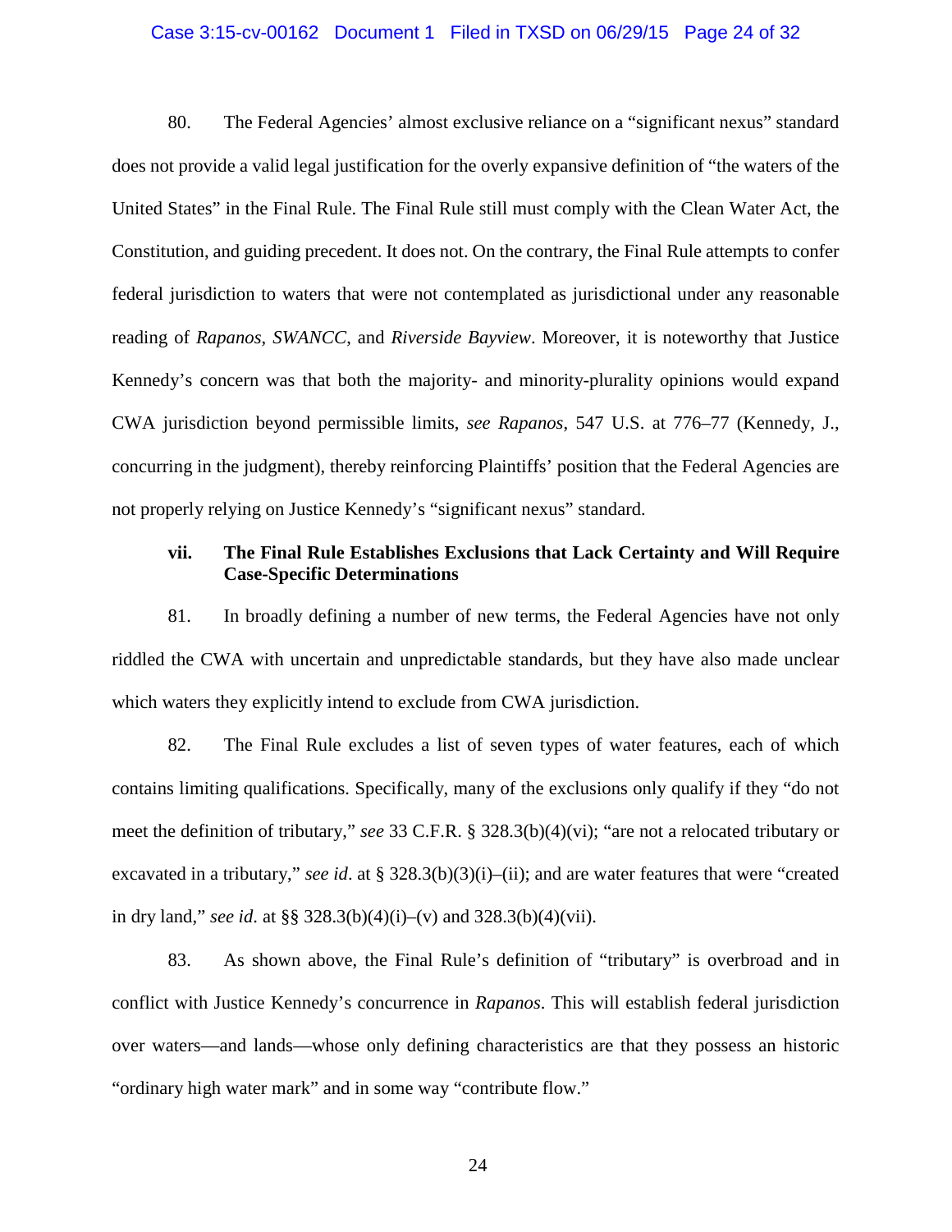80. The Federal Agencies' almost exclusive reliance on a "significant nexus" standard does not provide a valid legal justification for the overly expansive definition of "the waters of the United States" in the Final Rule. The Final Rule still must comply with the Clean Water Act, the Constitution, and guiding precedent. It does not. On the contrary, the Final Rule attempts to confer federal jurisdiction to waters that were not contemplated as jurisdictional under any reasonable reading of *Rapanos*, *SWANCC*, and *Riverside Bayview*. Moreover, it is noteworthy that Justice Kennedy's concern was that both the majority- and minority-plurality opinions would expand CWA jurisdiction beyond permissible limits, *see Rapanos*, 547 U.S. at 776–77 (Kennedy, J., concurring in the judgment), thereby reinforcing Plaintiffs' position that the Federal Agencies are not properly relying on Justice Kennedy's "significant nexus" standard.

**vii. The Final Rule Establishes Exclusions that Lack Certainty and Will Require Case-Specific Determinations**

81. In broadly defining a number of new terms, the Federal Agencies have not only riddled the CWA with uncertain and unpredictable standards, but they have also made unclear which waters they explicitly intend to exclude from CWA jurisdiction.

82. The Final Rule excludes a list of seven types of water features, each of which contains limiting qualifications. Specifically, many of the exclusions only qualify if they "do not meet the definition of tributary," *see* 33 C.F.R. § 328.3(b)(4)(vi); "are not a relocated tributary or excavated in a tributary," *see id*. at § 328.3(b)(3)(i)–(ii); and are water features that were "created in dry land," *see id*. at §§ 328.3(b)(4)(i)–(v) and 328.3(b)(4)(vii).

83. As shown above, the Final Rule's definition of "tributary" is overbroad and in conflict with Justice Kennedy's concurrence in *Rapanos*. This will establish federal jurisdiction over waters—and lands—whose only defining characteristics are that they possess an historic "ordinary high water mark" and in some way "contribute flow."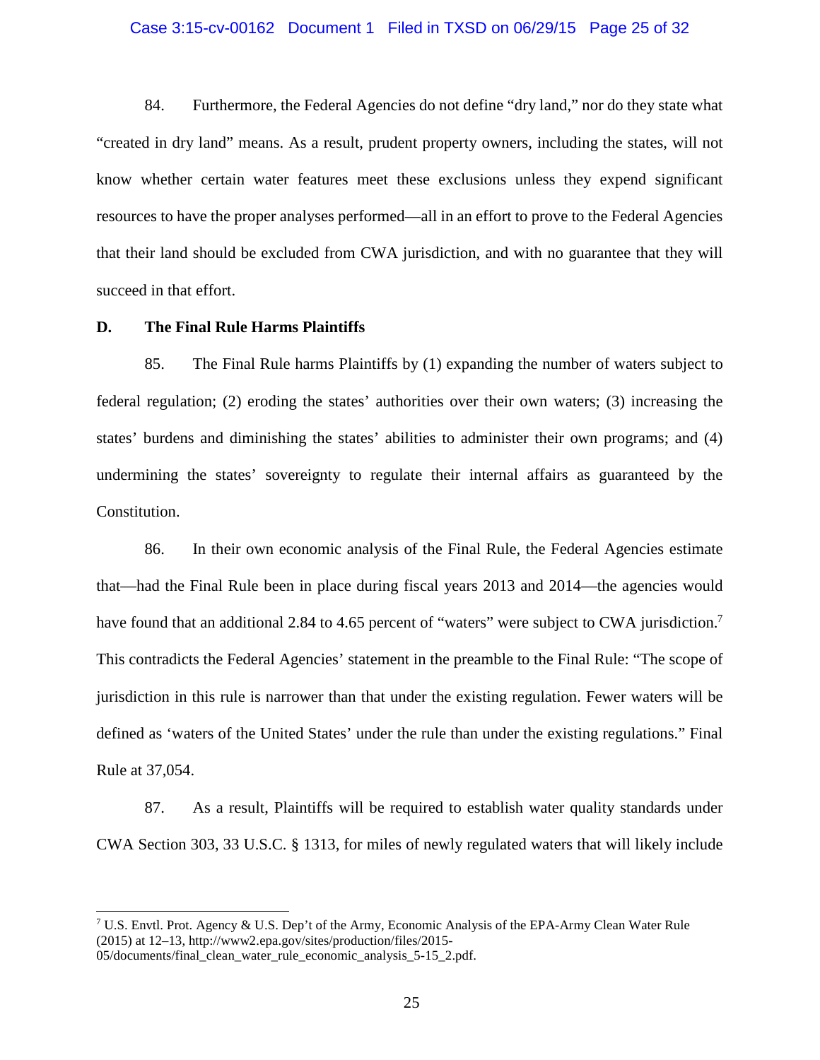84. Furthermore, the Federal Agencies do not define "dry land," nor do they state what "created in dry land" means. As a result, prudent property owners, including the states, will not know whether certain water features meet these exclusions unless they expend significant resources to have the proper analyses performed—all in an effort to prove to the Federal Agencies that their land should be excluded from CWA jurisdiction, and with no guarantee that they will succeed in that effort.

**D. The Final Rule Harms Plaintiffs**

85. The Final Rule harms Plaintiffs by (1) expanding the number of waters subject to federal regulation; (2) eroding the states' authorities over their own waters; (3) increasing the states' burdens and diminishing the states' abilities to administer their own programs; and (4) undermining the states' sovereignty to regulate their internal affairs as guaranteed by the Constitution.

86. In their own economic analysis of the Final Rule, the Federal Agencies estimate that—had the Final Rule been in place during fiscal years 2013 and 2014—the agencies would have found that an additional 2.84 to 4.65 percent of "waters" were subject to CWA jurisdiction.[7] This contradicts the Federal Agencies' statement in the preamble to the Final Rule: "The scope of jurisdiction in this rule is narrower than that under the existing regulation. Fewer waters will be defined as 'waters of the United States' under the rule than under the existing regulations." Final Rule at 37,054.

87. As a result, Plaintiffs will be required to establish water quality standards under CWA Section 303, 33 U.S.C. § 1313, for miles of newly regulated waters that will likely include

---

[7] U.S. Envtl. Prot. Agency & U.S. Dep't of the Army, Economic Analysis of the EPA-Army Clean Water Rule (2015) at 12–13, http://www2.epa.gov/sites/production/files/2015-05/documents/final_clean_water_rule_economic_analysis_5-15_2.pdf.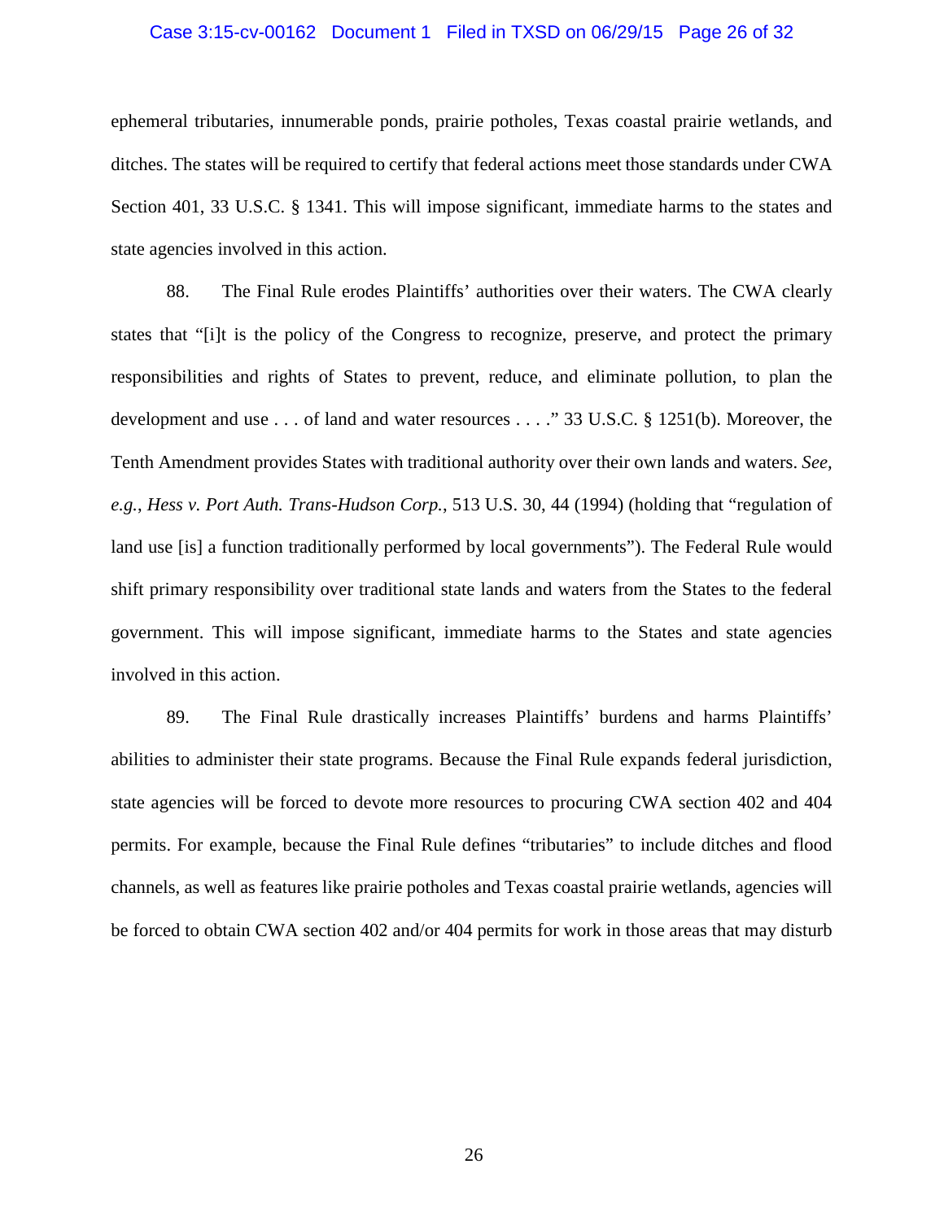ephemeral tributaries, innumerable ponds, prairie potholes, Texas coastal prairie wetlands, and ditches. The states will be required to certify that federal actions meet those standards under CWA Section 401, 33 U.S.C. § 1341. This will impose significant, immediate harms to the states and state agencies involved in this action.

88. The Final Rule erodes Plaintiffs' authorities over their waters. The CWA clearly states that "[i]t is the policy of the Congress to recognize, preserve, and protect the primary responsibilities and rights of States to prevent, reduce, and eliminate pollution, to plan the development and use . . . of land and water resources . . . ." 33 U.S.C. § 1251(b). Moreover, the Tenth Amendment provides States with traditional authority over their own lands and waters. *See, e.g.*, *Hess v. Port Auth. Trans-Hudson Corp.*, 513 U.S. 30, 44 (1994) (holding that "regulation of land use [is] a function traditionally performed by local governments"). The Federal Rule would shift primary responsibility over traditional state lands and waters from the States to the federal government. This will impose significant, immediate harms to the States and state agencies involved in this action.

89. The Final Rule drastically increases Plaintiffs' burdens and harms Plaintiffs' abilities to administer their state programs. Because the Final Rule expands federal jurisdiction, state agencies will be forced to devote more resources to procuring CWA section 402 and 404 permits. For example, because the Final Rule defines "tributaries" to include ditches and flood channels, as well as features like prairie potholes and Texas coastal prairie wetlands, agencies will be forced to obtain CWA section 402 and/or 404 permits for work in those areas that may disturb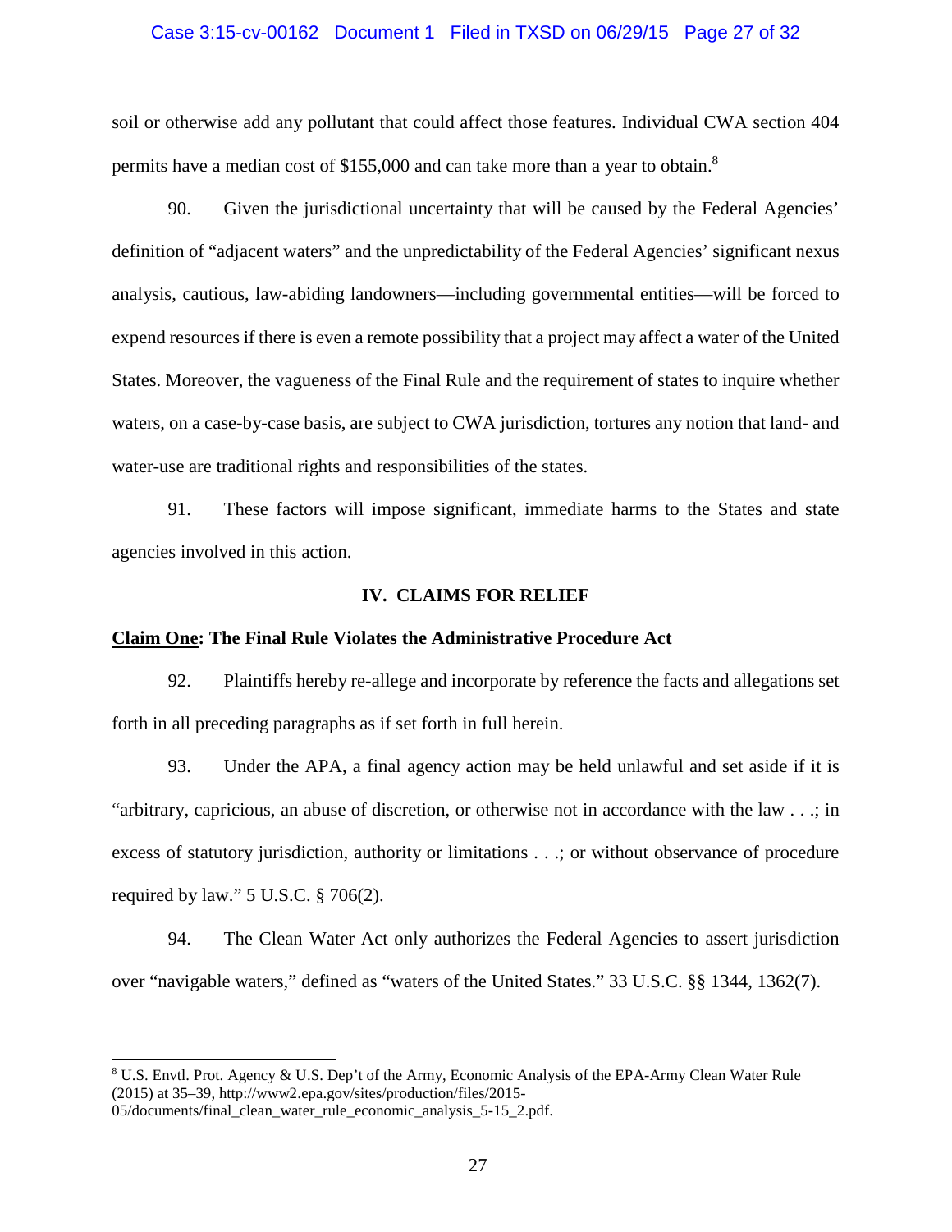soil or otherwise add any pollutant that could affect those features. Individual CWA section 404 permits have a median cost of $155,000 and can take more than a year to obtain.[8]

90. Given the jurisdictional uncertainty that will be caused by the Federal Agencies' definition of "adjacent waters" and the unpredictability of the Federal Agencies' significant nexus analysis, cautious, law-abiding landowners—including governmental entities—will be forced to expend resources if there is even a remote possibility that a project may affect a water of the United States. Moreover, the vagueness of the Final Rule and the requirement of states to inquire whether waters, on a case-by-case basis, are subject to CWA jurisdiction, tortures any notion that land- and water-use are traditional rights and responsibilities of the states.

91. These factors will impose significant, immediate harms to the States and state agencies involved in this action.

## IV. CLAIMS FOR RELIEF

**<u>Claim One</u>: The Final Rule Violates the Administrative Procedure Act**

92. Plaintiffs hereby re-allege and incorporate by reference the facts and allegations set forth in all preceding paragraphs as if set forth in full herein.

93. Under the APA, a final agency action may be held unlawful and set aside if it is "arbitrary, capricious, an abuse of discretion, or otherwise not in accordance with the law . . .; in excess of statutory jurisdiction, authority or limitations . . .; or without observance of procedure required by law." 5 U.S.C. § 706(2).

94. The Clean Water Act only authorizes the Federal Agencies to assert jurisdiction over "navigable waters," defined as "waters of the United States." 33 U.S.C. §§ 1344, 1362(7).

---

[8] U.S. Envtl. Prot. Agency & U.S. Dep't of the Army, Economic Analysis of the EPA-Army Clean Water Rule (2015) at 35–39, http://www2.epa.gov/sites/production/files/2015-05/documents/final_clean_water_rule_economic_analysis_5-15_2.pdf.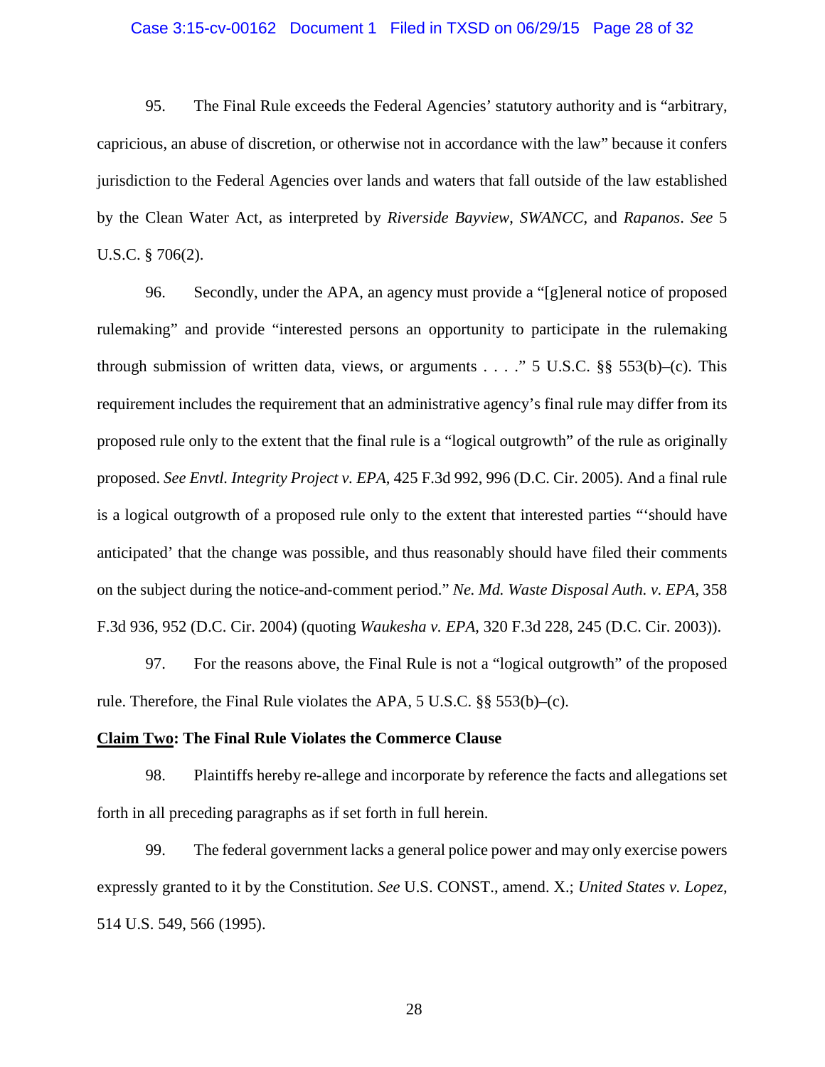95. The Final Rule exceeds the Federal Agencies' statutory authority and is "arbitrary, capricious, an abuse of discretion, or otherwise not in accordance with the law" because it confers jurisdiction to the Federal Agencies over lands and waters that fall outside of the law established by the Clean Water Act, as interpreted by *Riverside Bayview*, *SWANCC*, and *Rapanos*. *See* 5 U.S.C. § 706(2).

96. Secondly, under the APA, an agency must provide a "[g]eneral notice of proposed rulemaking" and provide "interested persons an opportunity to participate in the rulemaking through submission of written data, views, or arguments . . . ." 5 U.S.C. §§ 553(b)–(c). This requirement includes the requirement that an administrative agency's final rule may differ from its proposed rule only to the extent that the final rule is a "logical outgrowth" of the rule as originally proposed. *See Envtl. Integrity Project v. EPA*, 425 F.3d 992, 996 (D.C. Cir. 2005). And a final rule is a logical outgrowth of a proposed rule only to the extent that interested parties "'should have anticipated' that the change was possible, and thus reasonably should have filed their comments on the subject during the notice-and-comment period." *Ne. Md. Waste Disposal Auth. v. EPA*, 358 F.3d 936, 952 (D.C. Cir. 2004) (quoting *Waukesha v. EPA*, 320 F.3d 228, 245 (D.C. Cir. 2003)).

97. For the reasons above, the Final Rule is not a "logical outgrowth" of the proposed rule. Therefore, the Final Rule violates the APA, 5 U.S.C. §§ 553(b)–(c).

**<u>Claim Two</u>: The Final Rule Violates the Commerce Clause**

98. Plaintiffs hereby re-allege and incorporate by reference the facts and allegations set forth in all preceding paragraphs as if set forth in full herein.

99. The federal government lacks a general police power and may only exercise powers expressly granted to it by the Constitution. *See* U.S. CONST., amend. X.; *United States v. Lopez*, 514 U.S. 549, 566 (1995).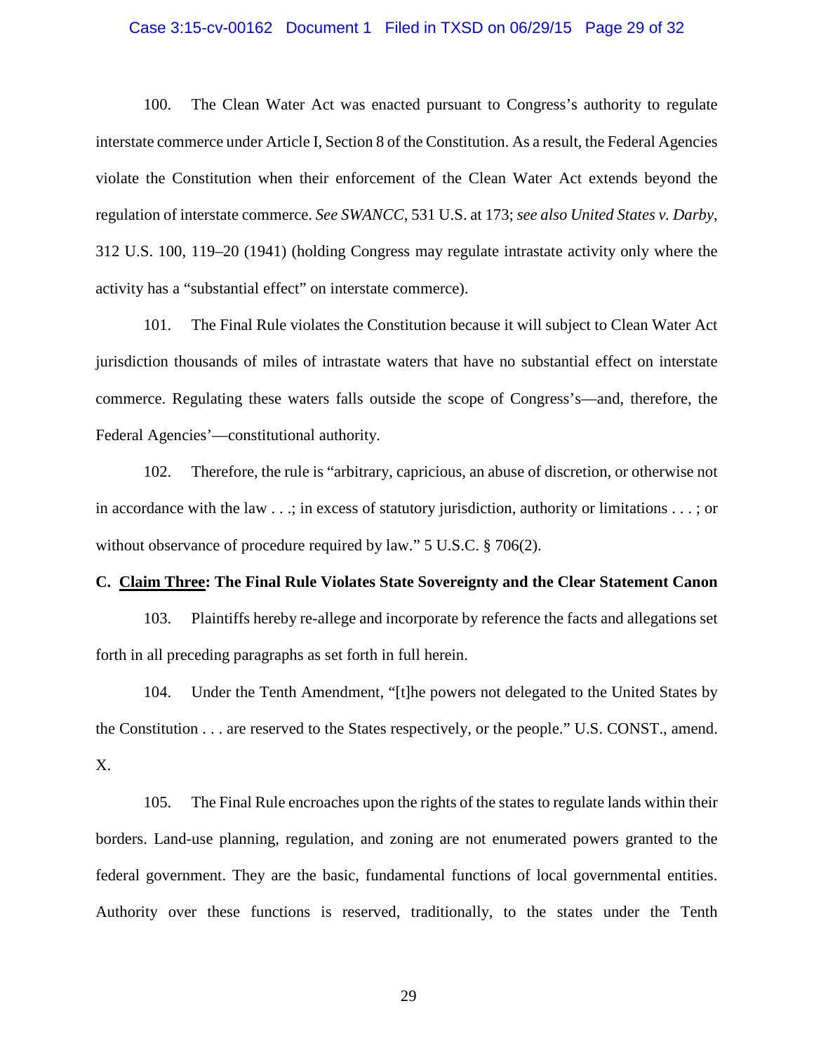100. The Clean Water Act was enacted pursuant to Congress's authority to regulate interstate commerce under Article I, Section 8 of the Constitution. As a result, the Federal Agencies violate the Constitution when their enforcement of the Clean Water Act extends beyond the regulation of interstate commerce. *See SWANCC*, 531 U.S. at 173; *see also United States v. Darby*, 312 U.S. 100, 119–20 (1941) (holding Congress may regulate intrastate activity only where the activity has a "substantial effect" on interstate commerce).

101. The Final Rule violates the Constitution because it will subject to Clean Water Act jurisdiction thousands of miles of intrastate waters that have no substantial effect on interstate commerce. Regulating these waters falls outside the scope of Congress's—and, therefore, the Federal Agencies'—constitutional authority.

102. Therefore, the rule is "arbitrary, capricious, an abuse of discretion, or otherwise not in accordance with the law . . .; in excess of statutory jurisdiction, authority or limitations . . . ; or without observance of procedure required by law." 5 U.S.C. § 706(2).

### C. <u>Claim Three</u>: The Final Rule Violates State Sovereignty and the Clear Statement Canon

103. Plaintiffs hereby re-allege and incorporate by reference the facts and allegations set forth in all preceding paragraphs as set forth in full herein.

104. Under the Tenth Amendment, "[t]he powers not delegated to the United States by the Constitution . . . are reserved to the States respectively, or the people." U.S. CONST., amend. X.

105. The Final Rule encroaches upon the rights of the states to regulate lands within their borders. Land-use planning, regulation, and zoning are not enumerated powers granted to the federal government. They are the basic, fundamental functions of local governmental entities. Authority over these functions is reserved, traditionally, to the states under the Tenth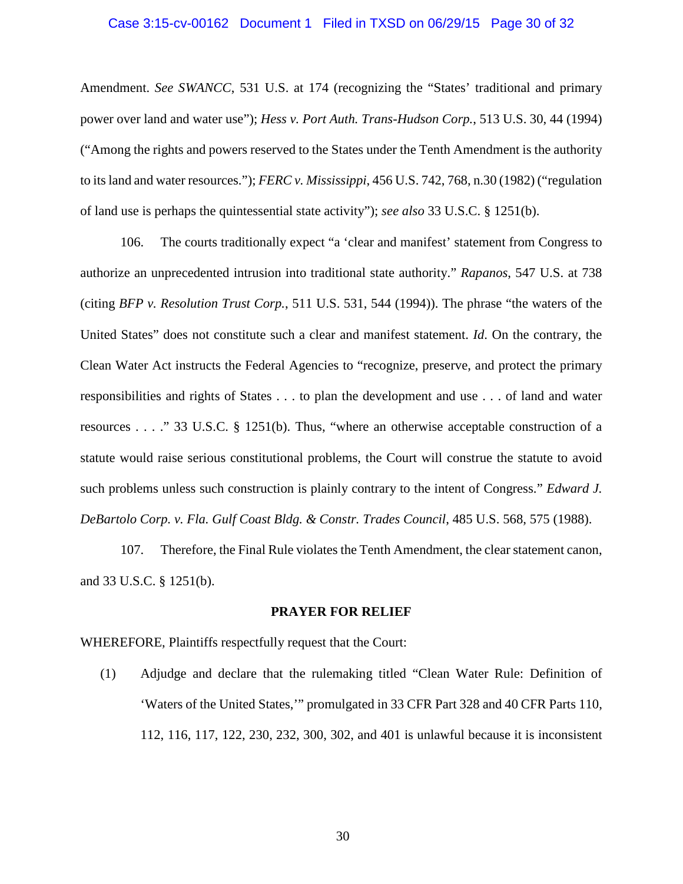Amendment. *See SWANCC*, 531 U.S. at 174 (recognizing the "States' traditional and primary power over land and water use"); *Hess v. Port Auth. Trans-Hudson Corp.*, 513 U.S. 30, 44 (1994) ("Among the rights and powers reserved to the States under the Tenth Amendment is the authority to its land and water resources."); *FERC v. Mississippi*, 456 U.S. 742, 768, n.30 (1982) ("regulation of land use is perhaps the quintessential state activity"); *see also* 33 U.S.C. § 1251(b).

106. The courts traditionally expect "a 'clear and manifest' statement from Congress to authorize an unprecedented intrusion into traditional state authority." *Rapanos*, 547 U.S. at 738 (citing *BFP v. Resolution Trust Corp.*, 511 U.S. 531, 544 (1994)). The phrase "the waters of the United States" does not constitute such a clear and manifest statement. *Id*. On the contrary, the Clean Water Act instructs the Federal Agencies to "recognize, preserve, and protect the primary responsibilities and rights of States . . . to plan the development and use . . . of land and water resources . . . ." 33 U.S.C. § 1251(b). Thus, "where an otherwise acceptable construction of a statute would raise serious constitutional problems, the Court will construe the statute to avoid such problems unless such construction is plainly contrary to the intent of Congress." *Edward J. DeBartolo Corp. v. Fla. Gulf Coast Bldg. & Constr. Trades Council*, 485 U.S. 568, 575 (1988).

107. Therefore, the Final Rule violates the Tenth Amendment, the clear statement canon, and 33 U.S.C. § 1251(b).

**PRAYER FOR RELIEF**

WHEREFORE, Plaintiffs respectfully request that the Court:

(1) Adjudge and declare that the rulemaking titled "Clean Water Rule: Definition of 'Waters of the United States,'" promulgated in 33 CFR Part 328 and 40 CFR Parts 110, 112, 116, 117, 122, 230, 232, 300, 302, and 401 is unlawful because it is inconsistent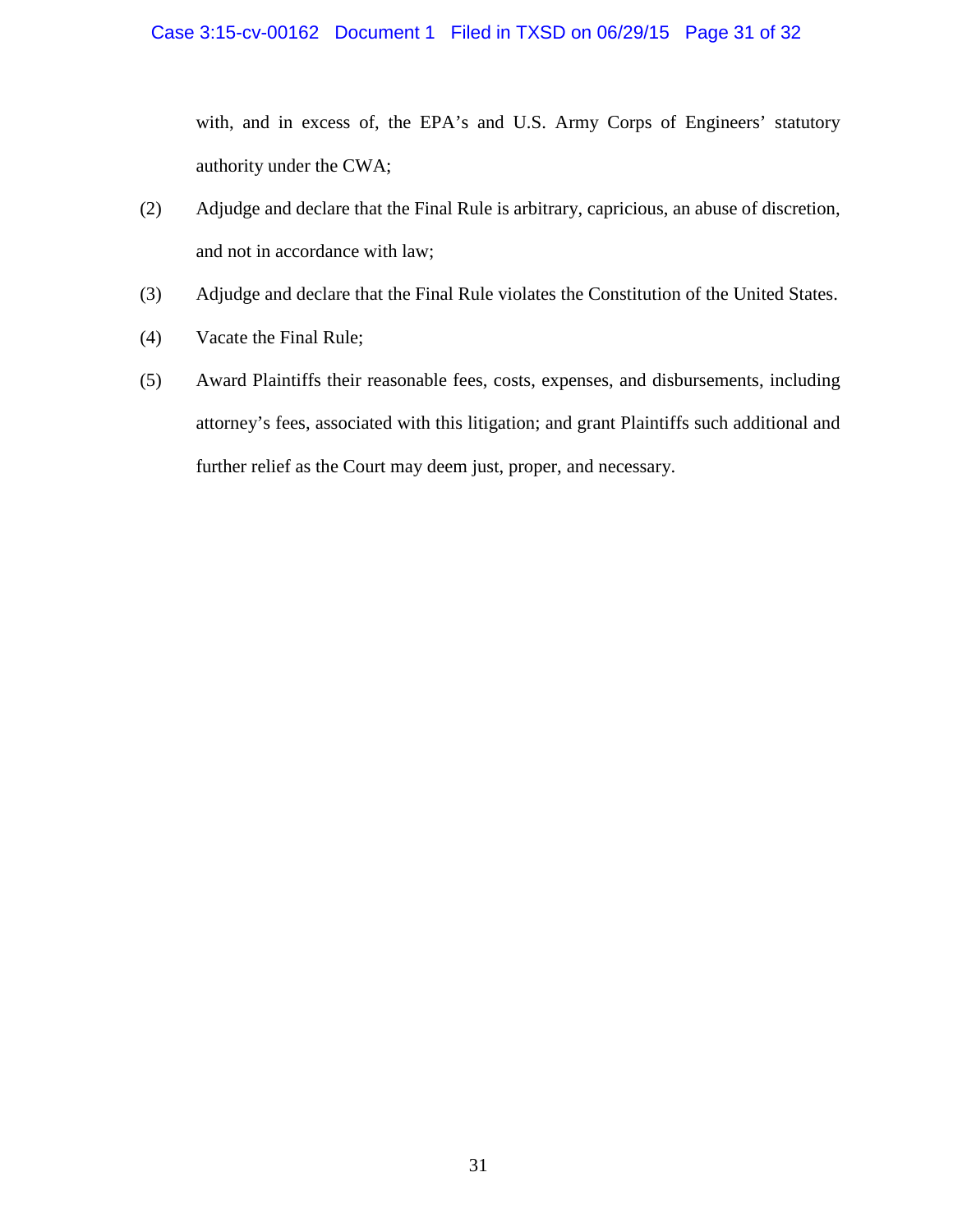with, and in excess of, the EPA's and U.S. Army Corps of Engineers' statutory authority under the CWA;

(2) Adjudge and declare that the Final Rule is arbitrary, capricious, an abuse of discretion, and not in accordance with law;

(3) Adjudge and declare that the Final Rule violates the Constitution of the United States.

(4) Vacate the Final Rule;

(5) Award Plaintiffs their reasonable fees, costs, expenses, and disbursements, including attorney's fees, associated with this litigation; and grant Plaintiffs such additional and further relief as the Court may deem just, proper, and necessary.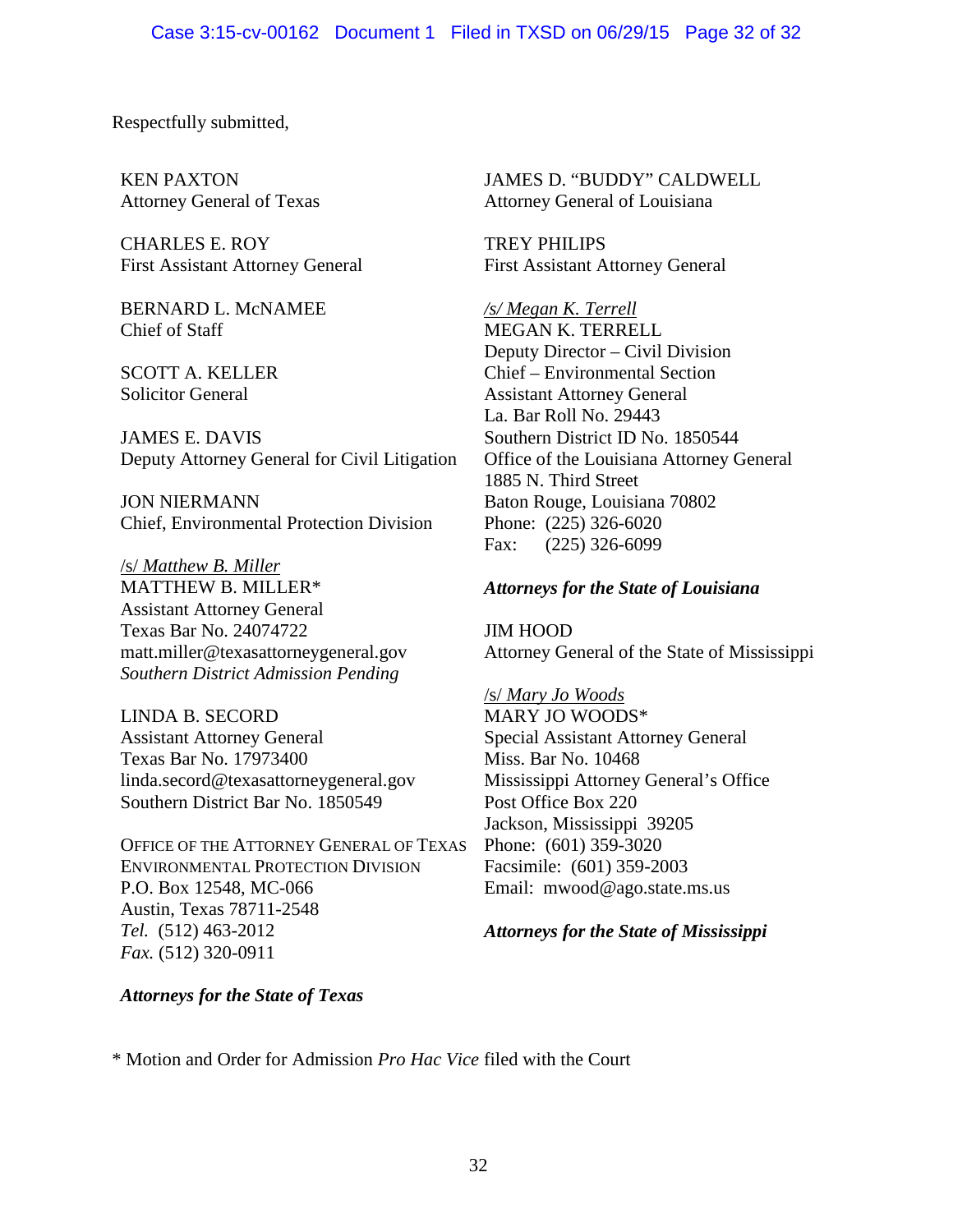Respectfully submitted,

KEN PAXTON
Attorney General of Texas

CHARLES E. ROY
First Assistant Attorney General

BERNARD L. McNAMEE
Chief of Staff

SCOTT A. KELLER
Solicitor General

JAMES E. DAVIS
Deputy Attorney General for Civil Litigation

JON NIERMANN
Chief, Environmental Protection Division

/s/ *Matthew B. Miller*
MATTHEW B. MILLER*
Assistant Attorney General
Texas Bar No. 24074722
matt.miller@texasattorneygeneral.gov
*Southern District Admission Pending*

LINDA B. SECORD
Assistant Attorney General
Texas Bar No. 17973400
linda.secord@texasattorneygeneral.gov
Southern District Bar No. 1850549

OFFICE OF THE ATTORNEY GENERAL OF TEXAS
ENVIRONMENTAL PROTECTION DIVISION
P.O. Box 12548, MC-066
Austin, Texas 78711-2548
*Tel.* (512) 463-2012
*Fax.* (512) 320-0911

***Attorneys for the State of Texas***

JAMES D. "BUDDY" CALDWELL
Attorney General of Louisiana

TREY PHILIPS
First Assistant Attorney General

*/s/ Megan K. Terrell*
MEGAN K. TERRELL
Deputy Director – Civil Division
Chief – Environmental Section
Assistant Attorney General
La. Bar Roll No. 29443
Southern District ID No. 1850544
Office of the Louisiana Attorney General
1885 N. Third Street
Baton Rouge, Louisiana 70802
Phone: (225) 326-6020
Fax: (225) 326-6099

***Attorneys for the State of Louisiana***

JIM HOOD
Attorney General of the State of Mississippi

/s/ *Mary Jo Woods*
MARY JO WOODS*
Special Assistant Attorney General
Miss. Bar No. 10468
Mississippi Attorney General's Office
Post Office Box 220
Jackson, Mississippi 39205
Phone: (601) 359-3020
Facsimile: (601) 359-2003
Email: mwood@ago.state.ms.us

***Attorneys for the State of Mississippi***

* Motion and Order for Admission *Pro Hac Vice* filed with the Court